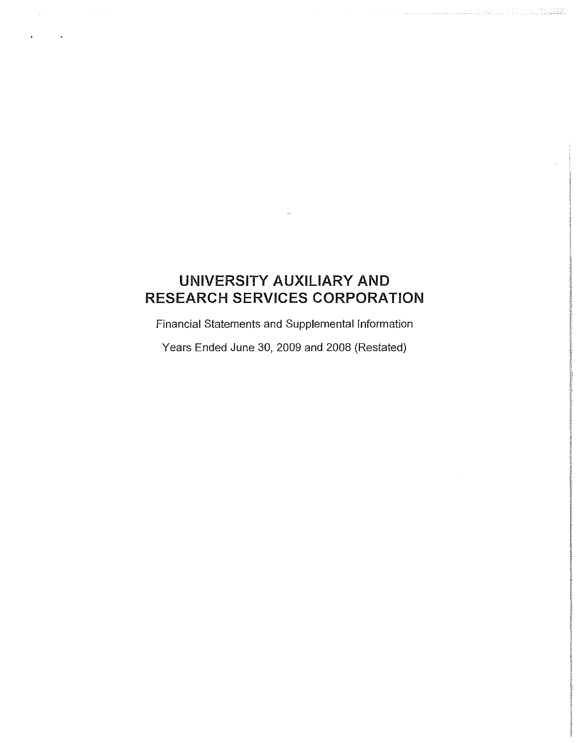# UNIVERSITY AUXILIARY AND RESEARCH SERVICES CORPORATION

Financial Statements and Supplemental Information

Years Ended June 30, 2009 and 2008 (Restated)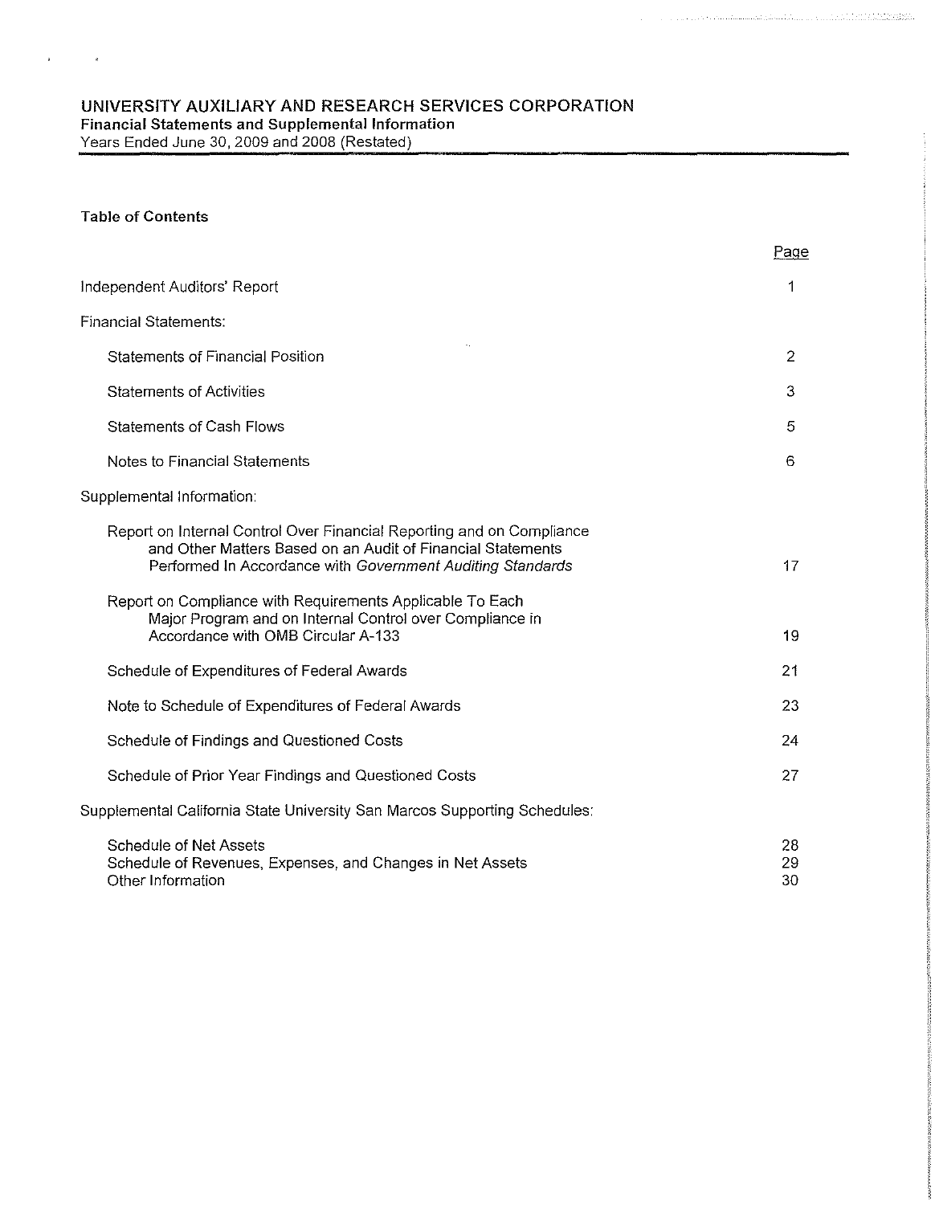# UNIVERSITY AUXILIARY AND RESEARCH SERVICES CORPORATION

**Financial Statements and Supplemental Information**

Years Ended June 30, 2009 and 2008 (Restated)

**Table of Contents**

| | Page |
|---|---|
| Independent Auditors' Report | 1 |
| Financial Statements: | |
| Statements of Financial Position | 2 |
| Statements of Activities | 3 |
| Statements of Cash Flows | 5 |
| Notes to Financial Statements | 6 |
| Supplemental Information: | |
| Report on Internal Control Over Financial Reporting and on Compliance and Other Matters Based on an Audit of Financial Statements Performed In Accordance with *Government Auditing Standards* | 17 |
| Report on Compliance with Requirements Applicable To Each Major Program and on Internal Control over Compliance in Accordance with OMB Circular A-133 | 19 |
| Schedule of Expenditures of Federal Awards | 21 |
| Note to Schedule of Expenditures of Federal Awards | 23 |
| Schedule of Findings and Questioned Costs | 24 |
| Schedule of Prior Year Findings and Questioned Costs | 27 |
| Supplemental California State University San Marcos Supporting Schedules: | |
| Schedule of Net Assets | 28 |
| Schedule of Revenues, Expenses, and Changes in Net Assets | 29 |
| Other Information | 30 |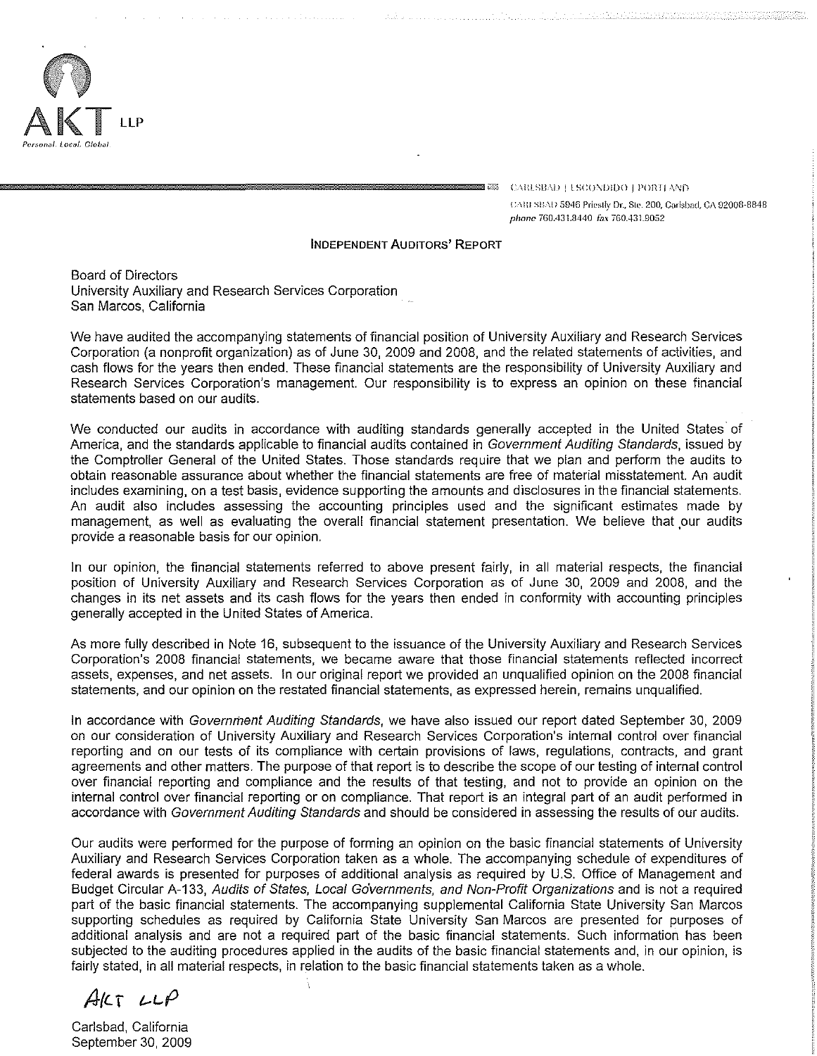AKT LLP

*Personal. Local. Global.*

CARLSBAD | ESCONDIDO | PORTLAND

CARLSBAD 5946 Priestly Dr., Ste. 200, Carlsbad, CA 92008-8848
*phone* 760.431.8440 *fax* 760.431.9052

## INDEPENDENT AUDITORS' REPORT

Board of Directors
University Auxiliary and Research Services Corporation
San Marcos, California

We have audited the accompanying statements of financial position of University Auxiliary and Research Services Corporation (a nonprofit organization) as of June 30, 2009 and 2008, and the related statements of activities, and cash flows for the years then ended. These financial statements are the responsibility of University Auxiliary and Research Services Corporation's management. Our responsibility is to express an opinion on these financial statements based on our audits.

We conducted our audits in accordance with auditing standards generally accepted in the United States of America, and the standards applicable to financial audits contained in *Government Auditing Standards*, issued by the Comptroller General of the United States. Those standards require that we plan and perform the audits to obtain reasonable assurance about whether the financial statements are free of material misstatement. An audit includes examining, on a test basis, evidence supporting the amounts and disclosures in the financial statements. An audit also includes assessing the accounting principles used and the significant estimates made by management, as well as evaluating the overall financial statement presentation. We believe that our audits provide a reasonable basis for our opinion.

In our opinion, the financial statements referred to above present fairly, in all material respects, the financial position of University Auxiliary and Research Services Corporation as of June 30, 2009 and 2008, and the changes in its net assets and its cash flows for the years then ended in conformity with accounting principles generally accepted in the United States of America.

As more fully described in Note 16, subsequent to the issuance of the University Auxiliary and Research Services Corporation's 2008 financial statements, we became aware that those financial statements reflected incorrect assets, expenses, and net assets. In our original report we provided an unqualified opinion on the 2008 financial statements, and our opinion on the restated financial statements, as expressed herein, remains unqualified.

In accordance with *Government Auditing Standards*, we have also issued our report dated September 30, 2009 on our consideration of University Auxiliary and Research Services Corporation's internal control over financial reporting and on our tests of its compliance with certain provisions of laws, regulations, contracts, and grant agreements and other matters. The purpose of that report is to describe the scope of our testing of internal control over financial reporting and compliance and the results of that testing, and not to provide an opinion on the internal control over financial reporting or on compliance. That report is an integral part of an audit performed in accordance with *Government Auditing Standards* and should be considered in assessing the results of our audits.

Our audits were performed for the purpose of forming an opinion on the basic financial statements of University Auxiliary and Research Services Corporation taken as a whole. The accompanying schedule of expenditures of federal awards is presented for purposes of additional analysis as required by U.S. Office of Management and Budget Circular A-133, *Audits of States, Local Governments, and Non-Profit Organizations* and is not a required part of the basic financial statements. The accompanying supplemental California State University San Marcos supporting schedules as required by California State University San Marcos are presented for purposes of additional analysis and are not a required part of the basic financial statements. Such information has been subjected to the auditing procedures applied in the audits of the basic financial statements and, in our opinion, is fairly stated, in all material respects, in relation to the basic financial statements taken as a whole.

AKT LLP

Carlsbad, California
September 30, 2009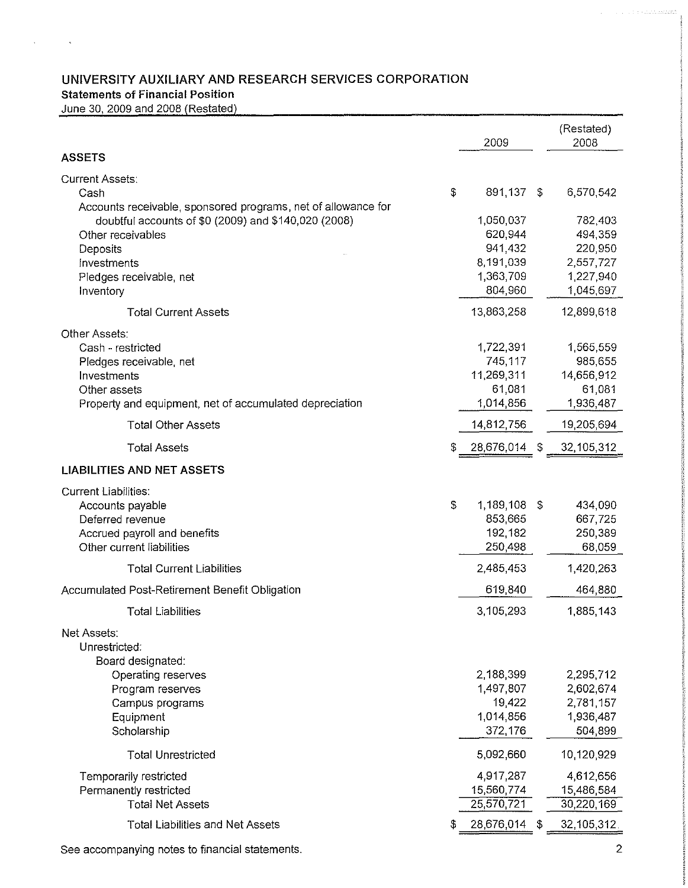# UNIVERSITY AUXILIARY AND RESEARCH SERVICES CORPORATION

## Statements of Financial Position

June 30, 2009 and 2008 (Restated)

| | 2009 | (Restated) 2008 |
|---|---|---|
| **ASSETS** | | |
| Current Assets: | | |
| Cash | $ 891,137 | $ 6,570,542 |
| Accounts receivable, sponsored programs, net of allowance for doubtful accounts of $0 (2009) and $140,020 (2008) | 1,050,037 | 782,403 |
| Other receivables | 620,944 | 494,359 |
| Deposits | 941,432 | 220,950 |
| Investments | 8,191,039 | 2,557,727 |
| Pledges receivable, net | 1,363,709 | 1,227,940 |
| Inventory | 804,960 | 1,045,697 |
| Total Current Assets | 13,863,258 | 12,899,618 |
| Other Assets: | | |
| Cash - restricted | 1,722,391 | 1,565,559 |
| Pledges receivable, net | 745,117 | 985,655 |
| Investments | 11,269,311 | 14,656,912 |
| Other assets | 61,081 | 61,081 |
| Property and equipment, net of accumulated depreciation | 1,014,856 | 1,936,487 |
| Total Other Assets | 14,812,756 | 19,205,694 |
| Total Assets | $ 28,676,014 | $ 32,105,312 |
| **LIABILITIES AND NET ASSETS** | | |
| Current Liabilities: | | |
| Accounts payable | $ 1,189,108 | $ 434,090 |
| Deferred revenue | 853,665 | 667,725 |
| Accrued payroll and benefits | 192,182 | 250,389 |
| Other current liabilities | 250,498 | 68,059 |
| Total Current Liabilities | 2,485,453 | 1,420,263 |
| Accumulated Post-Retirement Benefit Obligation | 619,840 | 464,880 |
| Total Liabilities | 3,105,293 | 1,885,143 |
| Net Assets: | | |
| Unrestricted: | | |
| Board designated: | | |
| Operating reserves | 2,188,399 | 2,295,712 |
| Program reserves | 1,497,807 | 2,602,674 |
| Campus programs | 19,422 | 2,781,157 |
| Equipment | 1,014,856 | 1,936,487 |
| Scholarship | 372,176 | 504,899 |
| Total Unrestricted | 5,092,660 | 10,120,929 |
| Temporarily restricted | 4,917,287 | 4,612,656 |
| Permanently restricted | 15,560,774 | 15,486,584 |
| Total Net Assets | 25,570,721 | 30,220,169 |
| Total Liabilities and Net Assets | $ 28,676,014 | $ 32,105,312 |

See accompanying notes to financial statements.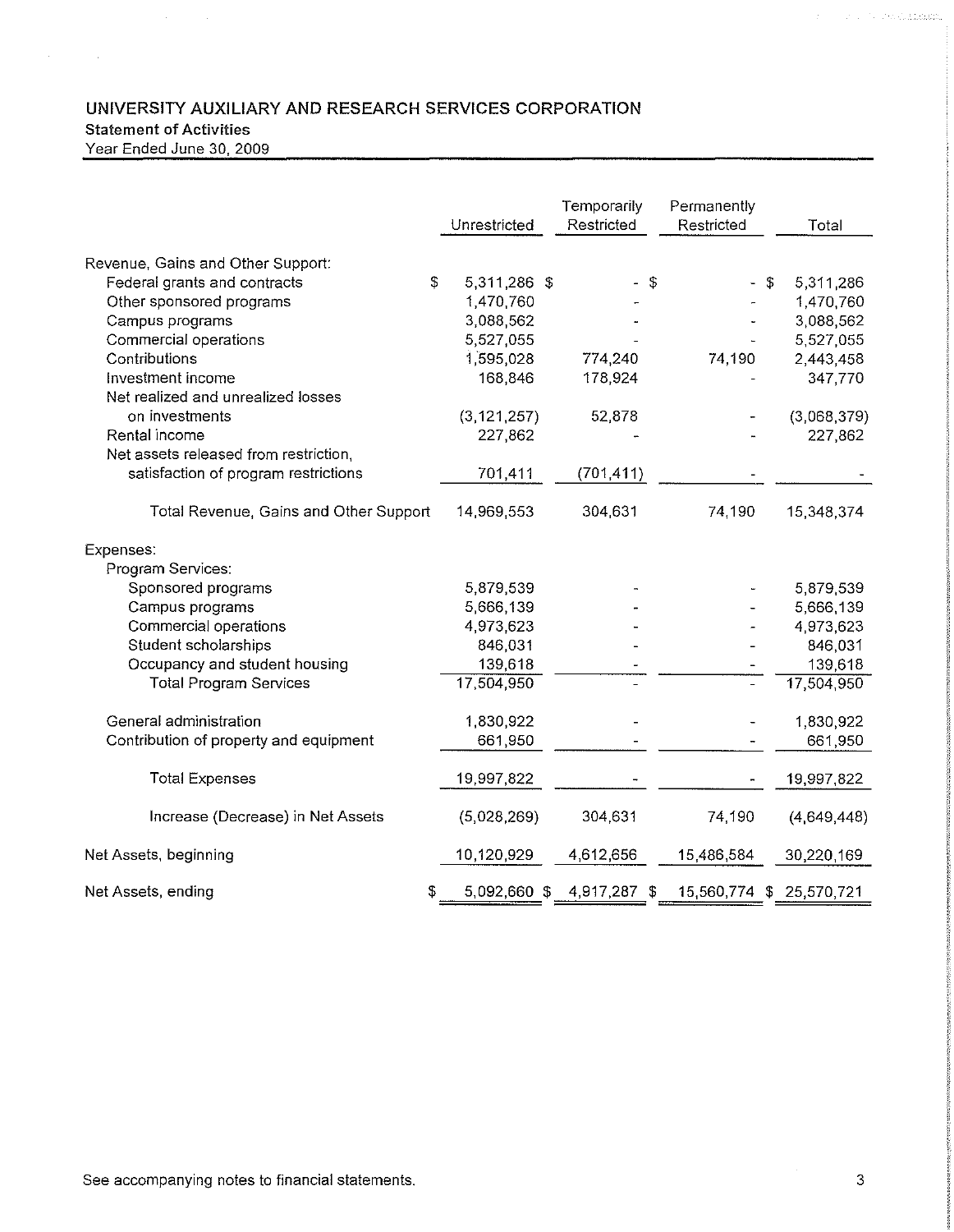# UNIVERSITY AUXILIARY AND RESEARCH SERVICES CORPORATION

**Statement of Activities**

Year Ended June 30, 2009

| | Unrestricted | Temporarily Restricted | Permanently Restricted | Total |
|---|---|---|---|---|
| Revenue, Gains and Other Support: | | | | |
| Federal grants and contracts | $ 5,311,286 | $ - | $ - | $ 5,311,286 |
| Other sponsored programs | 1,470,760 | - | - | 1,470,760 |
| Campus programs | 3,088,562 | - | - | 3,088,562 |
| Commercial operations | 5,527,055 | - | - | 5,527,055 |
| Contributions | 1,595,028 | 774,240 | 74,190 | 2,443,458 |
| Investment income | 168,846 | 178,924 | - | 347,770 |
| Net realized and unrealized losses on investments | (3,121,257) | 52,878 | - | (3,068,379) |
| Rental income | 227,862 | - | - | 227,862 |
| Net assets released from restriction, satisfaction of program restrictions | 701,411 | (701,411) | - | - |
| Total Revenue, Gains and Other Support | 14,969,553 | 304,631 | 74,190 | 15,348,374 |
| Expenses: | | | | |
| Program Services: | | | | |
| Sponsored programs | 5,879,539 | - | - | 5,879,539 |
| Campus programs | 5,666,139 | - | - | 5,666,139 |
| Commercial operations | 4,973,623 | - | - | 4,973,623 |
| Student scholarships | 846,031 | - | - | 846,031 |
| Occupancy and student housing | 139,618 | - | - | 139,618 |
| Total Program Services | 17,504,950 | - | - | 17,504,950 |
| General administration | 1,830,922 | - | - | 1,830,922 |
| Contribution of property and equipment | 661,950 | - | - | 661,950 |
| Total Expenses | 19,997,822 | - | - | 19,997,822 |
| Increase (Decrease) in Net Assets | (5,028,269) | 304,631 | 74,190 | (4,649,448) |
| Net Assets, beginning | 10,120,929 | 4,612,656 | 15,486,584 | 30,220,169 |
| Net Assets, ending | $ 5,092,660 | $ 4,917,287 | $ 15,560,774 | $ 25,570,721 |

See accompanying notes to financial statements.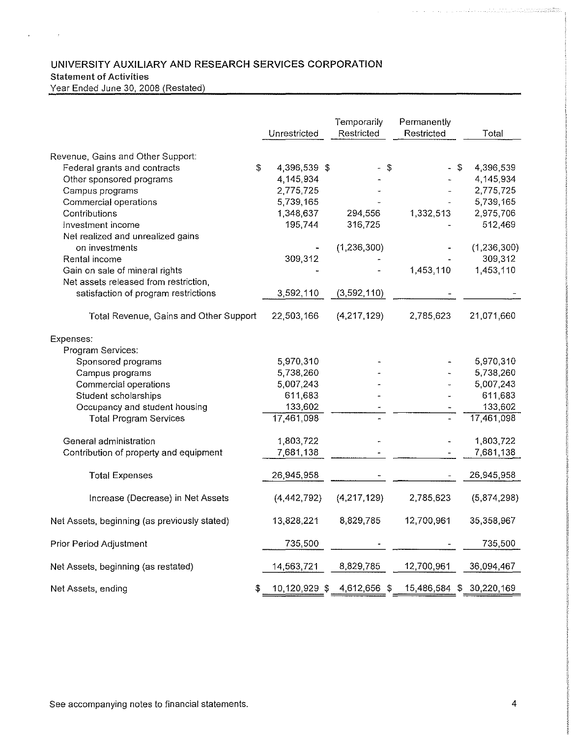## UNIVERSITY AUXILIARY AND RESEARCH SERVICES CORPORATION

**Statement of Activities**

Year Ended June 30, 2008 (Restated)

| | Unrestricted | Temporarily Restricted | Permanently Restricted | Total |
|---|---|---|---|---|
| Revenue, Gains and Other Support: | | | | |
| Federal grants and contracts | $ 4,396,539 | $ - | $ - | $ 4,396,539 |
| Other sponsored programs | 4,145,934 | - | - | 4,145,934 |
| Campus programs | 2,775,725 | - | - | 2,775,725 |
| Commercial operations | 5,739,165 | - | - | 5,739,165 |
| Contributions | 1,348,637 | 294,556 | 1,332,513 | 2,975,706 |
| Investment income | 195,744 | 316,725 | - | 512,469 |
| Net realized and unrealized gains on investments | - | (1,236,300) | - | (1,236,300) |
| Rental income | 309,312 | - | - | 309,312 |
| Gain on sale of mineral rights | - | - | 1,453,110 | 1,453,110 |
| Net assets released from restriction, satisfaction of program restrictions | 3,592,110 | (3,592,110) | - | - |
| Total Revenue, Gains and Other Support | 22,503,166 | (4,217,129) | 2,785,623 | 21,071,660 |
| Expenses: | | | | |
| Program Services: | | | | |
| Sponsored programs | 5,970,310 | - | - | 5,970,310 |
| Campus programs | 5,738,260 | - | - | 5,738,260 |
| Commercial operations | 5,007,243 | - | - | 5,007,243 |
| Student scholarships | 611,683 | - | - | 611,683 |
| Occupancy and student housing | 133,602 | - | - | 133,602 |
| Total Program Services | 17,461,098 | - | - | 17,461,098 |
| General administration | 1,803,722 | - | - | 1,803,722 |
| Contribution of property and equipment | 7,681,138 | - | - | 7,681,138 |
| Total Expenses | 26,945,958 | - | - | 26,945,958 |
| Increase (Decrease) in Net Assets | (4,442,792) | (4,217,129) | 2,785,623 | (5,874,298) |
| Net Assets, beginning (as previously stated) | 13,828,221 | 8,829,785 | 12,700,961 | 35,358,967 |
| Prior Period Adjustment | 735,500 | - | - | 735,500 |
| Net Assets, beginning (as restated) | 14,563,721 | 8,829,785 | 12,700,961 | 36,094,467 |
| Net Assets, ending | $ 10,120,929 | $ 4,612,656 | $ 15,486,584 | $ 30,220,169 |

See accompanying notes to financial statements.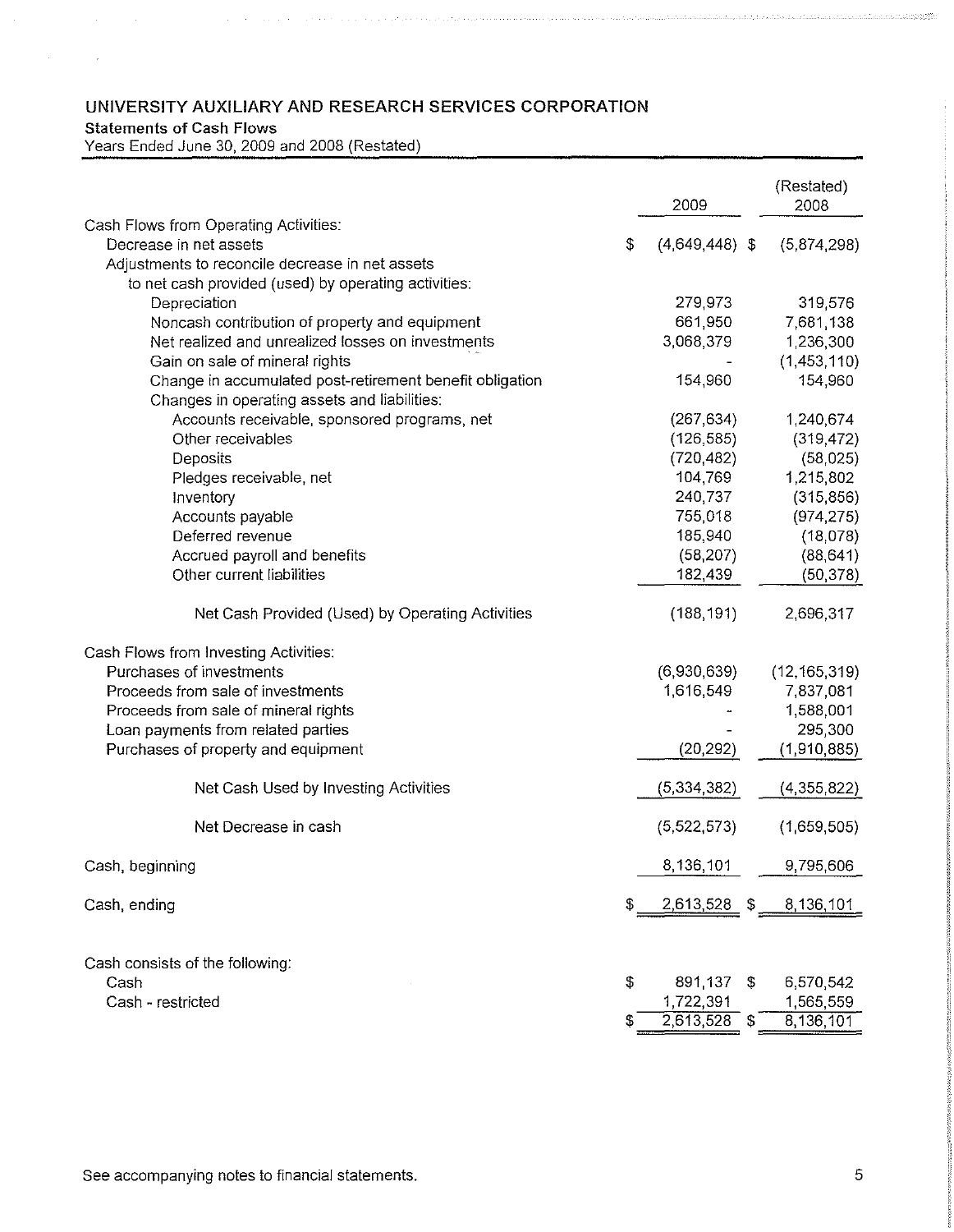# UNIVERSITY AUXILIARY AND RESEARCH SERVICES CORPORATION

**Statements of Cash Flows**

Years Ended June 30, 2009 and 2008 (Restated)

| | 2009 | (Restated) 2008 |
|---|---|---|
| Cash Flows from Operating Activities: | | |
| Decrease in net assets | $ (4,649,448) | $ (5,874,298) |
| Adjustments to reconcile decrease in net assets to net cash provided (used) by operating activities: | | |
| Depreciation | 279,973 | 319,576 |
| Noncash contribution of property and equipment | 661,950 | 7,681,138 |
| Net realized and unrealized losses on investments | 3,068,379 | 1,236,300 |
| Gain on sale of mineral rights | - | (1,453,110) |
| Change in accumulated post-retirement benefit obligation | 154,960 | 154,960 |
| Changes in operating assets and liabilities: | | |
| Accounts receivable, sponsored programs, net | (267,634) | 1,240,674 |
| Other receivables | (126,585) | (319,472) |
| Deposits | (720,482) | (58,025) |
| Pledges receivable, net | 104,769 | 1,215,802 |
| Inventory | 240,737 | (315,856) |
| Accounts payable | 755,018 | (974,275) |
| Deferred revenue | 185,940 | (18,078) |
| Accrued payroll and benefits | (58,207) | (88,641) |
| Other current liabilities | 182,439 | (50,378) |
| Net Cash Provided (Used) by Operating Activities | (188,191) | 2,696,317 |
| Cash Flows from Investing Activities: | | |
| Purchases of investments | (6,930,639) | (12,165,319) |
| Proceeds from sale of investments | 1,616,549 | 7,837,081 |
| Proceeds from sale of mineral rights | - | 1,588,001 |
| Loan payments from related parties | - | 295,300 |
| Purchases of property and equipment | (20,292) | (1,910,885) |
| Net Cash Used by Investing Activities | (5,334,382) | (4,355,822) |
| Net Decrease in cash | (5,522,573) | (1,659,505) |
| Cash, beginning | 8,136,101 | 9,795,606 |
| Cash, ending | $ 2,613,528 | $ 8,136,101 |
| Cash consists of the following: | | |
| Cash | $ 891,137 | $ 6,570,542 |
| Cash - restricted | 1,722,391 | 1,565,559 |
| | $ 2,613,528 | $ 8,136,101 |

See accompanying notes to financial statements.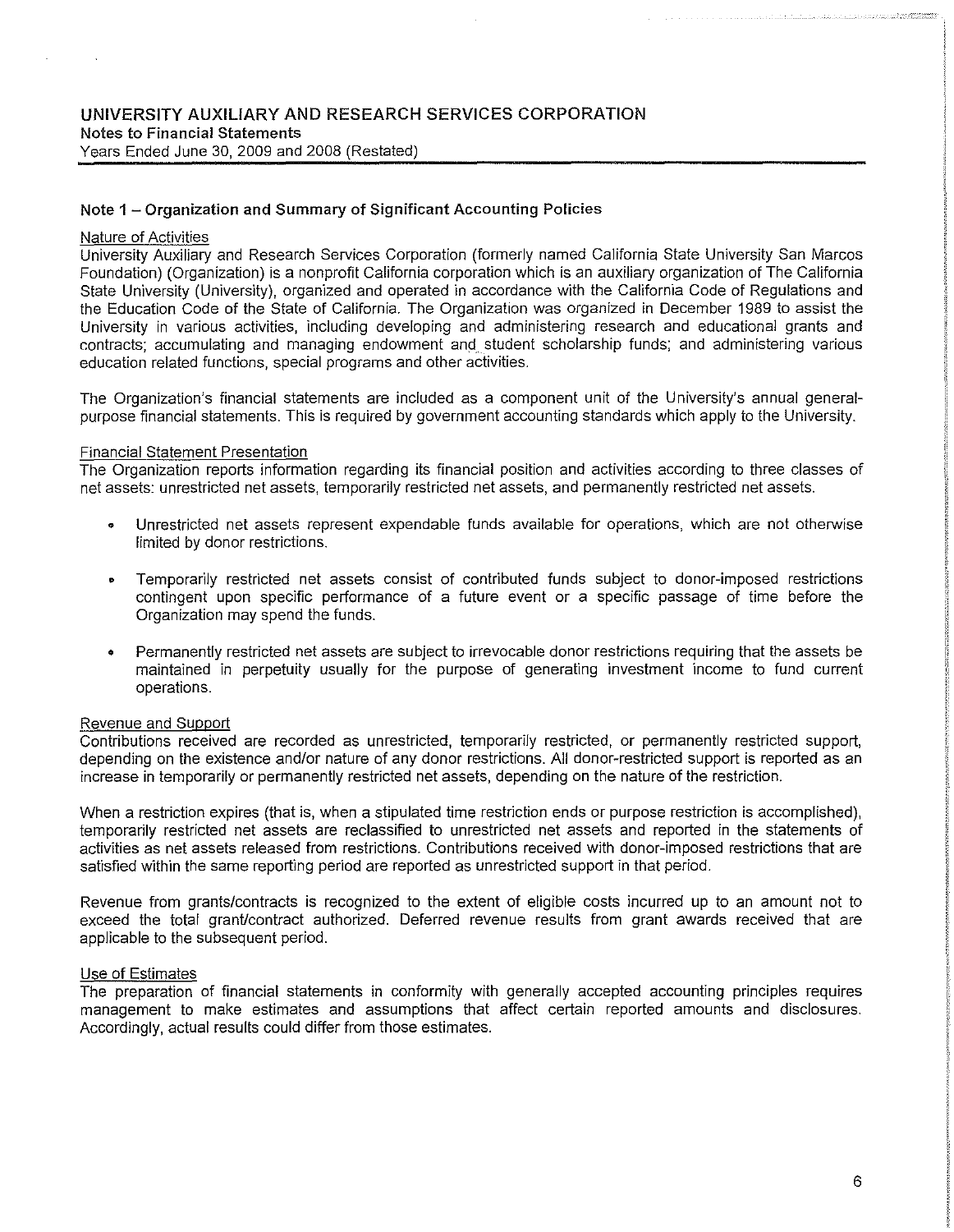## Note 1 – Organization and Summary of Significant Accounting Policies

### Nature of Activities

University Auxiliary and Research Services Corporation (formerly named California State University San Marcos Foundation) (Organization) is a nonprofit California corporation which is an auxiliary organization of The California State University (University), organized and operated in accordance with the California Code of Regulations and the Education Code of the State of California. The Organization was organized in December 1989 to assist the University in various activities, including developing and administering research and educational grants and contracts; accumulating and managing endowment and student scholarship funds; and administering various education related functions, special programs and other activities.

The Organization's financial statements are included as a component unit of the University's annual general-purpose financial statements. This is required by government accounting standards which apply to the University.

### Financial Statement Presentation

The Organization reports information regarding its financial position and activities according to three classes of net assets: unrestricted net assets, temporarily restricted net assets, and permanently restricted net assets.

- Unrestricted net assets represent expendable funds available for operations, which are not otherwise limited by donor restrictions.
- Temporarily restricted net assets consist of contributed funds subject to donor-imposed restrictions contingent upon specific performance of a future event or a specific passage of time before the Organization may spend the funds.
- Permanently restricted net assets are subject to irrevocable donor restrictions requiring that the assets be maintained in perpetuity usually for the purpose of generating investment income to fund current operations.

### Revenue and Support

Contributions received are recorded as unrestricted, temporarily restricted, or permanently restricted support, depending on the existence and/or nature of any donor restrictions. All donor-restricted support is reported as an increase in temporarily or permanently restricted net assets, depending on the nature of the restriction.

When a restriction expires (that is, when a stipulated time restriction ends or purpose restriction is accomplished), temporarily restricted net assets are reclassified to unrestricted net assets and reported in the statements of activities as net assets released from restrictions. Contributions received with donor-imposed restrictions that are satisfied within the same reporting period are reported as unrestricted support in that period.

Revenue from grants/contracts is recognized to the extent of eligible costs incurred up to an amount not to exceed the total grant/contract authorized. Deferred revenue results from grant awards received that are applicable to the subsequent period.

### Use of Estimates

The preparation of financial statements in conformity with generally accepted accounting principles requires management to make estimates and assumptions that affect certain reported amounts and disclosures. Accordingly, actual results could differ from those estimates.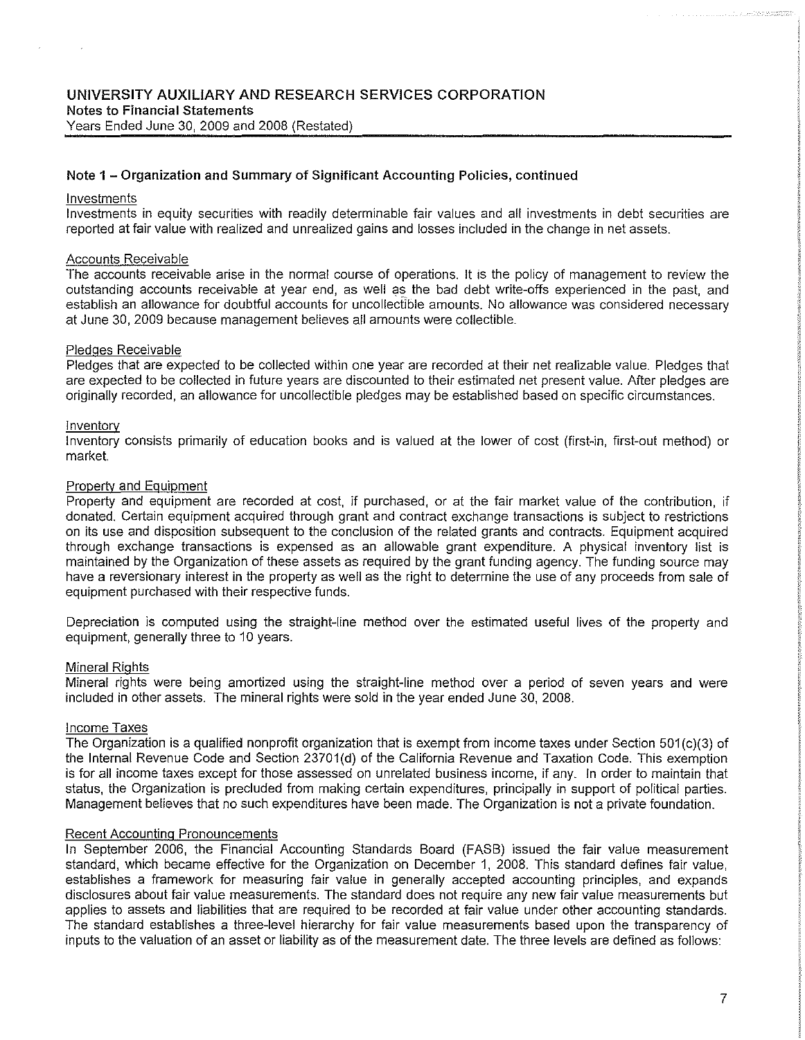## Note 1 – Organization and Summary of Significant Accounting Policies, continued

Investments

Investments in equity securities with readily determinable fair values and all investments in debt securities are reported at fair value with realized and unrealized gains and losses included in the change in net assets.

Accounts Receivable

The accounts receivable arise in the normal course of operations. It is the policy of management to review the outstanding accounts receivable at year end, as well as the bad debt write-offs experienced in the past, and establish an allowance for doubtful accounts for uncollectible amounts. No allowance was considered necessary at June 30, 2009 because management believes all amounts were collectible.

Pledges Receivable

Pledges that are expected to be collected within one year are recorded at their net realizable value. Pledges that are expected to be collected in future years are discounted to their estimated net present value. After pledges are originally recorded, an allowance for uncollectible pledges may be established based on specific circumstances.

Inventory

Inventory consists primarily of education books and is valued at the lower of cost (first-in, first-out method) or market.

Property and Equipment

Property and equipment are recorded at cost, if purchased, or at the fair market value of the contribution, if donated. Certain equipment acquired through grant and contract exchange transactions is subject to restrictions on its use and disposition subsequent to the conclusion of the related grants and contracts. Equipment acquired through exchange transactions is expensed as an allowable grant expenditure. A physical inventory list is maintained by the Organization of these assets as required by the grant funding agency. The funding source may have a reversionary interest in the property as well as the right to determine the use of any proceeds from sale of equipment purchased with their respective funds.

Depreciation is computed using the straight-line method over the estimated useful lives of the property and equipment, generally three to 10 years.

Mineral Rights

Mineral rights were being amortized using the straight-line method over a period of seven years and were included in other assets. The mineral rights were sold in the year ended June 30, 2008.

Income Taxes

The Organization is a qualified nonprofit organization that is exempt from income taxes under Section 501(c)(3) of the Internal Revenue Code and Section 23701(d) of the California Revenue and Taxation Code. This exemption is for all income taxes except for those assessed on unrelated business income, if any. In order to maintain that status, the Organization is precluded from making certain expenditures, principally in support of political parties. Management believes that no such expenditures have been made. The Organization is not a private foundation.

Recent Accounting Pronouncements

In September 2006, the Financial Accounting Standards Board (FASB) issued the fair value measurement standard, which became effective for the Organization on December 1, 2008. This standard defines fair value, establishes a framework for measuring fair value in generally accepted accounting principles, and expands disclosures about fair value measurements. The standard does not require any new fair value measurements but applies to assets and liabilities that are required to be recorded at fair value under other accounting standards. The standard establishes a three-level hierarchy for fair value measurements based upon the transparency of inputs to the valuation of an asset or liability as of the measurement date. The three levels are defined as follows: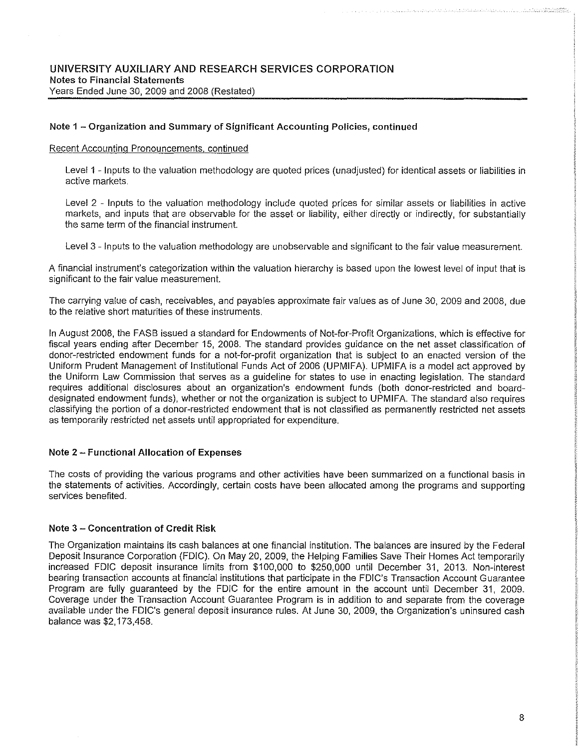## Note 1 – Organization and Summary of Significant Accounting Policies, continued

Recent Accounting Pronouncements, continued

Level 1 - Inputs to the valuation methodology are quoted prices (unadjusted) for identical assets or liabilities in active markets.

Level 2 - Inputs to the valuation methodology include quoted prices for similar assets or liabilities in active markets, and inputs that are observable for the asset or liability, either directly or indirectly, for substantially the same term of the financial instrument.

Level 3 - Inputs to the valuation methodology are unobservable and significant to the fair value measurement.

A financial instrument's categorization within the valuation hierarchy is based upon the lowest level of input that is significant to the fair value measurement.

The carrying value of cash, receivables, and payables approximate fair values as of June 30, 2009 and 2008, due to the relative short maturities of these instruments.

In August 2008, the FASB issued a standard for Endowments of Not-for-Profit Organizations, which is effective for fiscal years ending after December 15, 2008. The standard provides guidance on the net asset classification of donor-restricted endowment funds for a not-for-profit organization that is subject to an enacted version of the Uniform Prudent Management of Institutional Funds Act of 2006 (UPMIFA). UPMIFA is a model act approved by the Uniform Law Commission that serves as a guideline for states to use in enacting legislation. The standard requires additional disclosures about an organization's endowment funds (both donor-restricted and board-designated endowment funds), whether or not the organization is subject to UPMIFA. The standard also requires classifying the portion of a donor-restricted endowment that is not classified as permanently restricted net assets as temporarily restricted net assets until appropriated for expenditure.

## Note 2 – Functional Allocation of Expenses

The costs of providing the various programs and other activities have been summarized on a functional basis in the statements of activities. Accordingly, certain costs have been allocated among the programs and supporting services benefited.

## Note 3 – Concentration of Credit Risk

The Organization maintains its cash balances at one financial institution. The balances are insured by the Federal Deposit Insurance Corporation (FDIC). On May 20, 2009, the Helping Families Save Their Homes Act temporarily increased FDIC deposit insurance limits from $100,000 to $250,000 until December 31, 2013. Non-interest bearing transaction accounts at financial institutions that participate in the FDIC's Transaction Account Guarantee Program are fully guaranteed by the FDIC for the entire amount in the account until December 31, 2009. Coverage under the Transaction Account Guarantee Program is in addition to and separate from the coverage available under the FDIC's general deposit insurance rules. At June 30, 2009, the Organization's uninsured cash balance was $2,173,458.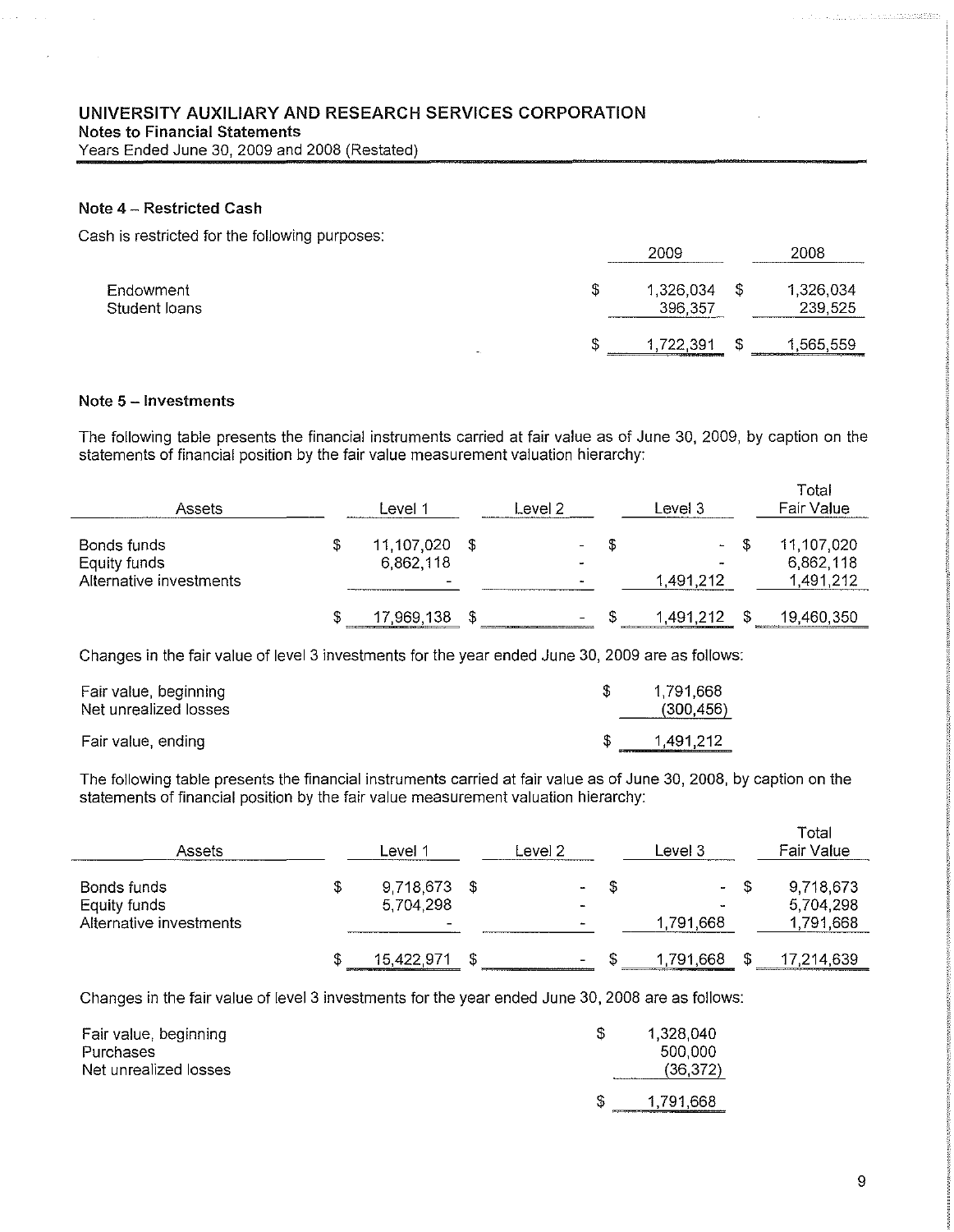# UNIVERSITY AUXILIARY AND RESEARCH SERVICES CORPORATION

**Notes to Financial Statements**

Years Ended June 30, 2009 and 2008 (Restated)

### Note 4 – Restricted Cash

Cash is restricted for the following purposes:

| | 2009 | 2008 |
|---|---|---|
| Endowment | $ 1,326,034 | $ 1,326,034 |
| Student loans | 396,357 | 239,525 |
| | $ 1,722,391 | $ 1,565,559 |

### Note 5 – Investments

The following table presents the financial instruments carried at fair value as of June 30, 2009, by caption on the statements of financial position by the fair value measurement valuation hierarchy:

| Assets | Level 1 | Level 2 | Level 3 | Total Fair Value |
|---|---|---|---|---|
| Bonds funds | $ 11,107,020 | $ - | $ - | $ 11,107,020 |
| Equity funds | 6,862,118 | - | - | 6,862,118 |
| Alternative investments | - | - | 1,491,212 | 1,491,212 |
| | $ 17,969,138 | $ - | $ 1,491,212 | $ 19,460,350 |

Changes in the fair value of level 3 investments for the year ended June 30, 2009 are as follows:

| | |
|---|---|
| Fair value, beginning | $ 1,791,668 |
| Net unrealized losses | (300,456) |
| Fair value, ending | $ 1,491,212 |

The following table presents the financial instruments carried at fair value as of June 30, 2008, by caption on the statements of financial position by the fair value measurement valuation hierarchy:

| Assets | Level 1 | Level 2 | Level 3 | Total Fair Value |
|---|---|---|---|---|
| Bonds funds | $ 9,718,673 | $ - | $ - | $ 9,718,673 |
| Equity funds | 5,704,298 | - | - | 5,704,298 |
| Alternative investments | - | - | 1,791,668 | 1,791,668 |
| | $ 15,422,971 | $ - | $ 1,791,668 | $ 17,214,639 |

Changes in the fair value of level 3 investments for the year ended June 30, 2008 are as follows:

| | |
|---|---|
| Fair value, beginning | $ 1,328,040 |
| Purchases | 500,000 |
| Net unrealized losses | (36,372) |
| | $ 1,791,668 |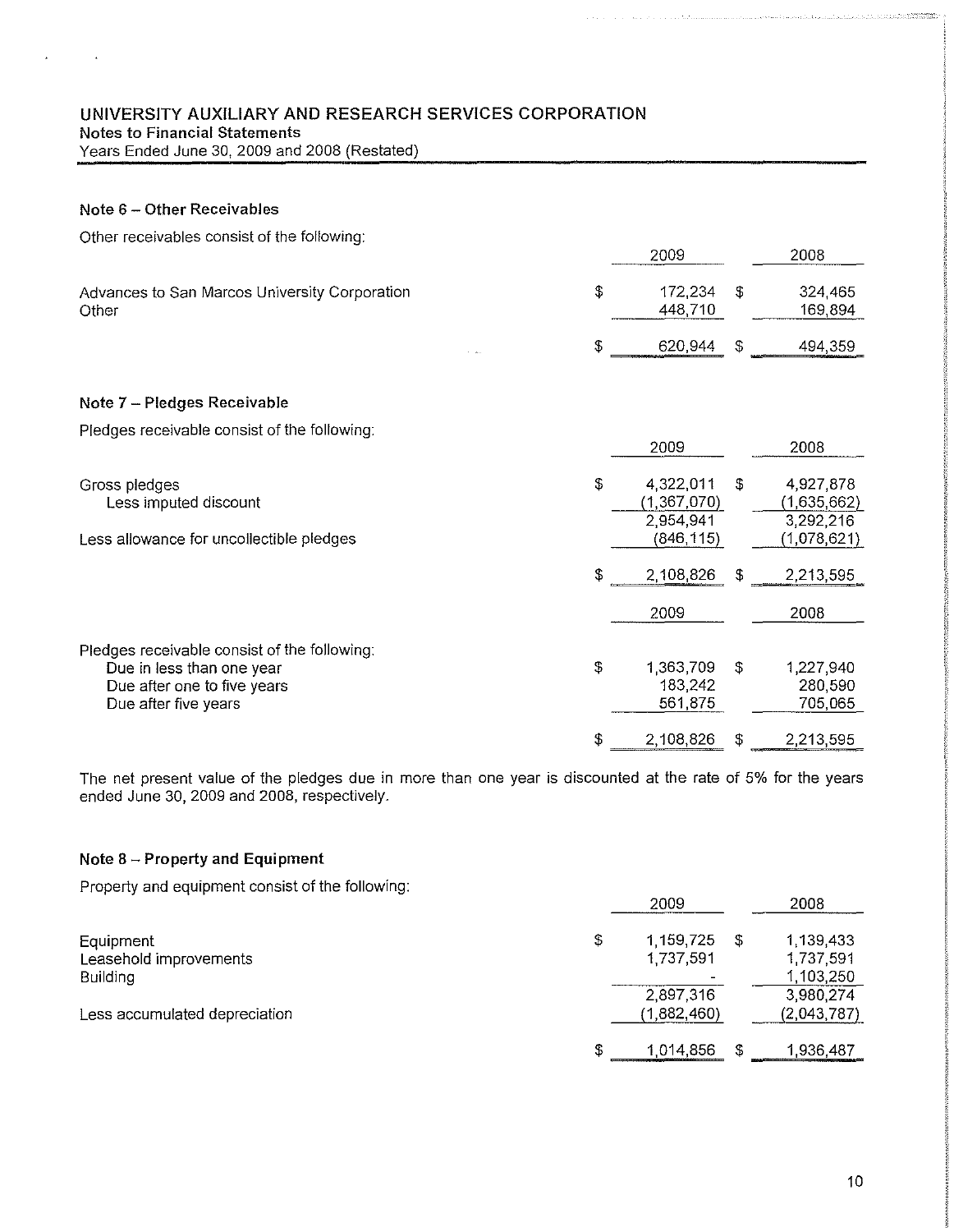# UNIVERSITY AUXILIARY AND RESEARCH SERVICES CORPORATION

**Notes to Financial Statements**

Years Ended June 30, 2009 and 2008 (Restated)

## Note 6 – Other Receivables

Other receivables consist of the following:

| | 2009 | 2008 |
|---|---|---|
| Advances to San Marcos University Corporation | $ 172,234 | $ 324,465 |
| Other | 448,710 | 169,894 |
| | $ 620,944 | $ 494,359 |

## Note 7 – Pledges Receivable

Pledges receivable consist of the following:

| | 2009 | 2008 |
|---|---|---|
| Gross pledges | $ 4,322,011 | $ 4,927,878 |
| Less imputed discount | (1,367,070) | (1,635,662) |
| | 2,954,941 | 3,292,216 |
| Less allowance for uncollectible pledges | (846,115) | (1,078,621) |
| | $ 2,108,826 | $ 2,213,595 |

| | 2009 | 2008 |
|---|---|---|
| Pledges receivable consist of the following: | | |
| Due in less than one year | $ 1,363,709 | $ 1,227,940 |
| Due after one to five years | 183,242 | 280,590 |
| Due after five years | 561,875 | 705,065 |
| | $ 2,108,826 | $ 2,213,595 |

The net present value of the pledges due in more than one year is discounted at the rate of 5% for the years ended June 30, 2009 and 2008, respectively.

## Note 8 – Property and Equipment

Property and equipment consist of the following:

| | 2009 | 2008 |
|---|---|---|
| Equipment | $ 1,159,725 | $ 1,139,433 |
| Leasehold improvements | 1,737,591 | 1,737,591 |
| Building | - | 1,103,250 |
| | 2,897,316 | 3,980,274 |
| Less accumulated depreciation | (1,882,460) | (2,043,787) |
| | $ 1,014,856 | $ 1,936,487 |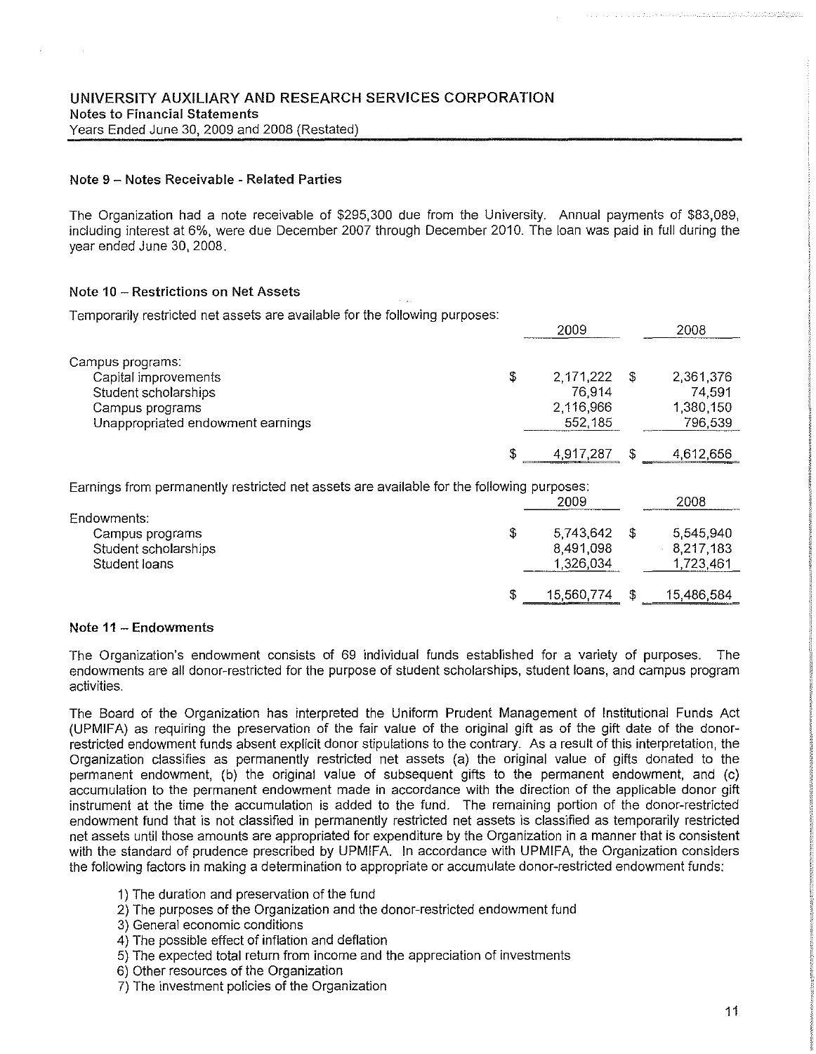# UNIVERSITY AUXILIARY AND RESEARCH SERVICES CORPORATION

**Notes to Financial Statements**

Years Ended June 30, 2009 and 2008 (Restated)

### Note 9 – Notes Receivable - Related Parties

The Organization had a note receivable of $295,300 due from the University. Annual payments of $83,089, including interest at 6%, were due December 2007 through December 2010. The loan was paid in full during the year ended June 30, 2008.

### Note 10 – Restrictions on Net Assets

Temporarily restricted net assets are available for the following purposes:

| | 2009 | 2008 |
|---|---|---|
| Campus programs: | | |
| Capital improvements | $ 2,171,222 | $ 2,361,376 |
| Student scholarships | 76,914 | 74,591 |
| Campus programs | 2,116,966 | 1,380,150 |
| Unappropriated endowment earnings | 552,185 | 796,539 |
| | $ 4,917,287 | $ 4,612,656 |

Earnings from permanently restricted net assets are available for the following purposes:

| | 2009 | 2008 |
|---|---|---|
| Endowments: | | |
| Campus programs | $ 5,743,642 | $ 5,545,940 |
| Student scholarships | 8,491,098 | 8,217,183 |
| Student loans | 1,326,034 | 1,723,461 |
| | $ 15,560,774 | $ 15,486,584 |

### Note 11 – Endowments

The Organization's endowment consists of 69 individual funds established for a variety of purposes. The endowments are all donor-restricted for the purpose of student scholarships, student loans, and campus program activities.

The Board of the Organization has interpreted the Uniform Prudent Management of Institutional Funds Act (UPMIFA) as requiring the preservation of the fair value of the original gift as of the gift date of the donor-restricted endowment funds absent explicit donor stipulations to the contrary. As a result of this interpretation, the Organization classifies as permanently restricted net assets (a) the original value of gifts donated to the permanent endowment, (b) the original value of subsequent gifts to the permanent endowment, and (c) accumulation to the permanent endowment made in accordance with the direction of the applicable donor gift instrument at the time the accumulation is added to the fund. The remaining portion of the donor-restricted endowment fund that is not classified in permanently restricted net assets is classified as temporarily restricted net assets until those amounts are appropriated for expenditure by the Organization in a manner that is consistent with the standard of prudence prescribed by UPMIFA. In accordance with UPMIFA, the Organization considers the following factors in making a determination to appropriate or accumulate donor-restricted endowment funds:

1) The duration and preservation of the fund
2) The purposes of the Organization and the donor-restricted endowment fund
3) General economic conditions
4) The possible effect of inflation and deflation
5) The expected total return from income and the appreciation of investments
6) Other resources of the Organization
7) The investment policies of the Organization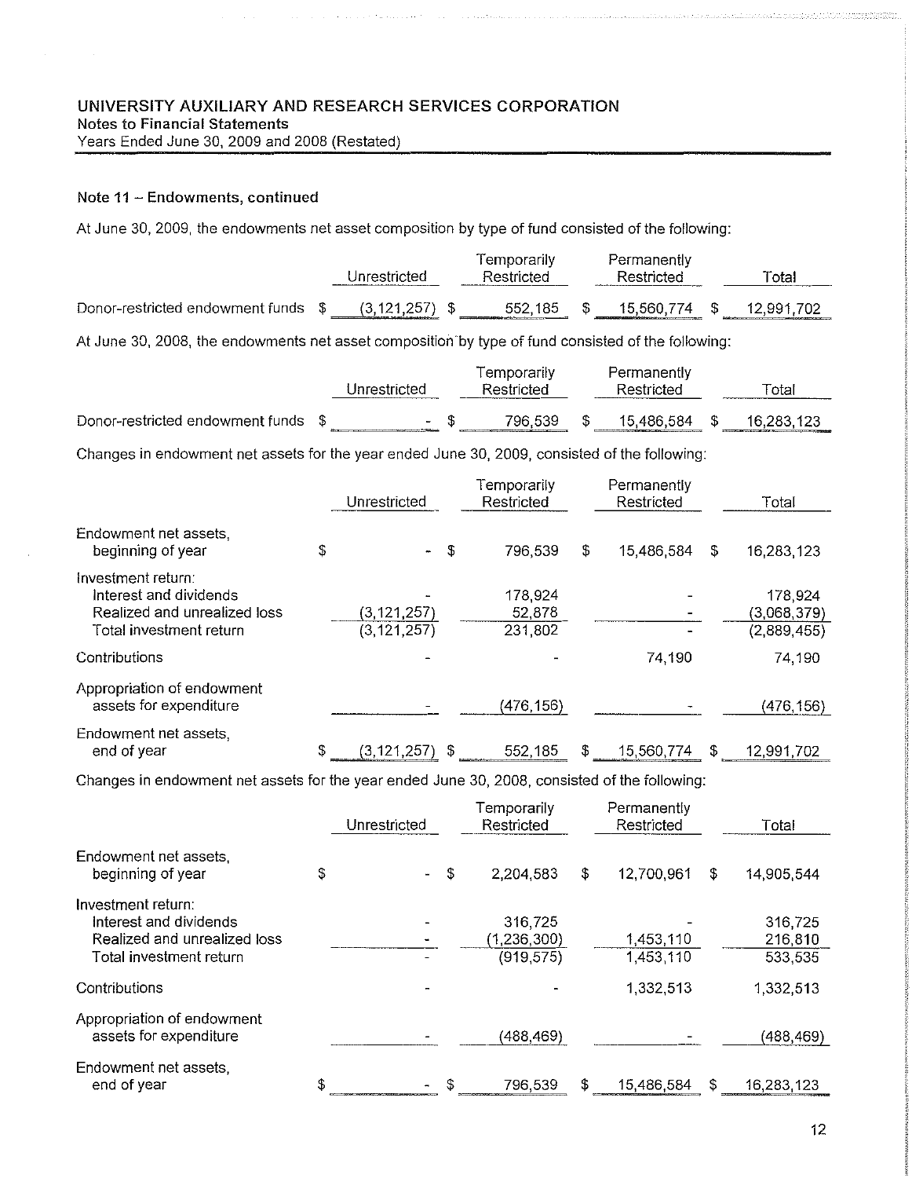### Note 11 – Endowments, continued

At June 30, 2009, the endowments net asset composition by type of fund consisted of the following:

| | Unrestricted | Temporarily Restricted | Permanently Restricted | Total |
|---|---|---|---|---|
| Donor-restricted endowment funds | $ (3,121,257) | $ 552,185 | $ 15,560,774 | $ 12,991,702 |

At June 30, 2008, the endowments net asset composition by type of fund consisted of the following:

| | Unrestricted | Temporarily Restricted | Permanently Restricted | Total |
|---|---|---|---|---|
| Donor-restricted endowment funds | $ - | $ 796,539 | $ 15,486,584 | $ 16,283,123 |

Changes in endowment net assets for the year ended June 30, 2009, consisted of the following:

| | Unrestricted | Temporarily Restricted | Permanently Restricted | Total |
|---|---|---|---|---|
| Endowment net assets, beginning of year | $ - | $ 796,539 | $ 15,486,584 | $ 16,283,123 |
| Investment return: | | | | |
| Interest and dividends | - | 178,924 | - | 178,924 |
| Realized and unrealized loss | (3,121,257) | 52,878 | - | (3,068,379) |
| Total investment return | (3,121,257) | 231,802 | - | (2,889,455) |
| Contributions | - | - | 74,190 | 74,190 |
| Appropriation of endowment assets for expenditure | - | (476,156) | - | (476,156) |
| Endowment net assets, end of year | $ (3,121,257) | $ 552,185 | $ 15,560,774 | $ 12,991,702 |

Changes in endowment net assets for the year ended June 30, 2008, consisted of the following:

| | Unrestricted | Temporarily Restricted | Permanently Restricted | Total |
|---|---|---|---|---|
| Endowment net assets, beginning of year | $ - | $ 2,204,583 | $ 12,700,961 | $ 14,905,544 |
| Investment return: | | | | |
| Interest and dividends | - | 316,725 | - | 316,725 |
| Realized and unrealized loss | - | (1,236,300) | 1,453,110 | 216,810 |
| Total investment return | - | (919,575) | 1,453,110 | 533,535 |
| Contributions | - | - | 1,332,513 | 1,332,513 |
| Appropriation of endowment assets for expenditure | - | (488,469) | - | (488,469) |
| Endowment net assets, end of year | $ - | $ 796,539 | $ 15,486,584 | $ 16,283,123 |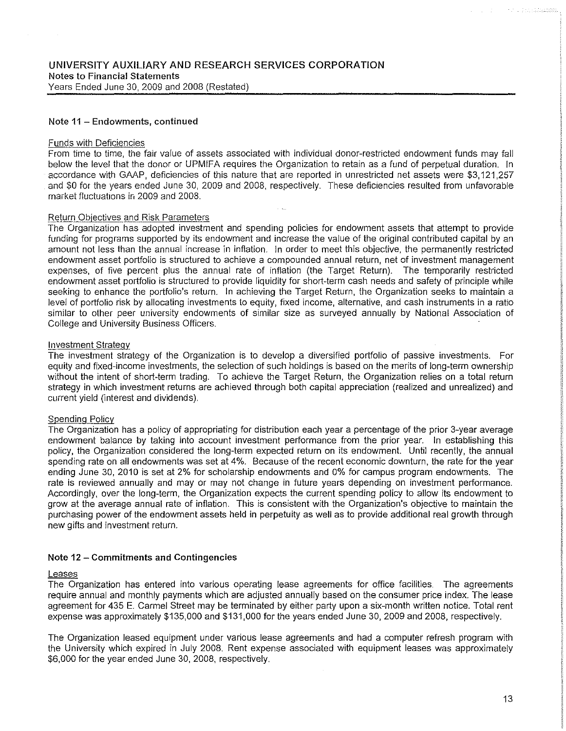### Note 11 – Endowments, continued

Funds with Deficiencies

From time to time, the fair value of assets associated with individual donor-restricted endowment funds may fall below the level that the donor or UPMIFA requires the Organization to retain as a fund of perpetual duration. In accordance with GAAP, deficiencies of this nature that are reported in unrestricted net assets were $3,121,257 and $0 for the years ended June 30, 2009 and 2008, respectively. These deficiencies resulted from unfavorable market fluctuations in 2009 and 2008.

Return Objectives and Risk Parameters

The Organization has adopted investment and spending policies for endowment assets that attempt to provide funding for programs supported by its endowment and increase the value of the original contributed capital by an amount not less than the annual increase in inflation. In order to meet this objective, the permanently restricted endowment asset portfolio is structured to achieve a compounded annual return, net of investment management expenses, of five percent plus the annual rate of inflation (the Target Return). The temporarily restricted endowment asset portfolio is structured to provide liquidity for short-term cash needs and safety of principle while seeking to enhance the portfolio's return. In achieving the Target Return, the Organization seeks to maintain a level of portfolio risk by allocating investments to equity, fixed income, alternative, and cash instruments in a ratio similar to other peer university endowments of similar size as surveyed annually by National Association of College and University Business Officers.

Investment Strategy

The investment strategy of the Organization is to develop a diversified portfolio of passive investments. For equity and fixed-income investments, the selection of such holdings is based on the merits of long-term ownership without the intent of short-term trading. To achieve the Target Return, the Organization relies on a total return strategy in which investment returns are achieved through both capital appreciation (realized and unrealized) and current yield (interest and dividends).

Spending Policy

The Organization has a policy of appropriating for distribution each year a percentage of the prior 3-year average endowment balance by taking into account investment performance from the prior year. In establishing this policy, the Organization considered the long-term expected return on its endowment. Until recently, the annual spending rate on all endowments was set at 4%. Because of the recent economic downturn, the rate for the year ending June 30, 2010 is set at 2% for scholarship endowments and 0% for campus program endowments. The rate is reviewed annually and may or may not change in future years depending on investment performance. Accordingly, over the long-term, the Organization expects the current spending policy to allow its endowment to grow at the average annual rate of inflation. This is consistent with the Organization's objective to maintain the purchasing power of the endowment assets held in perpetuity as well as to provide additional real growth through new gifts and investment return.

### Note 12 – Commitments and Contingencies

Leases

The Organization has entered into various operating lease agreements for office facilities. The agreements require annual and monthly payments which are adjusted annually based on the consumer price index. The lease agreement for 435 E. Carmel Street may be terminated by either party upon a six-month written notice. Total rent expense was approximately $135,000 and $131,000 for the years ended June 30, 2009 and 2008, respectively.

The Organization leased equipment under various lease agreements and had a computer refresh program with the University which expired in July 2008. Rent expense associated with equipment leases was approximately $6,000 for the year ended June 30, 2008, respectively.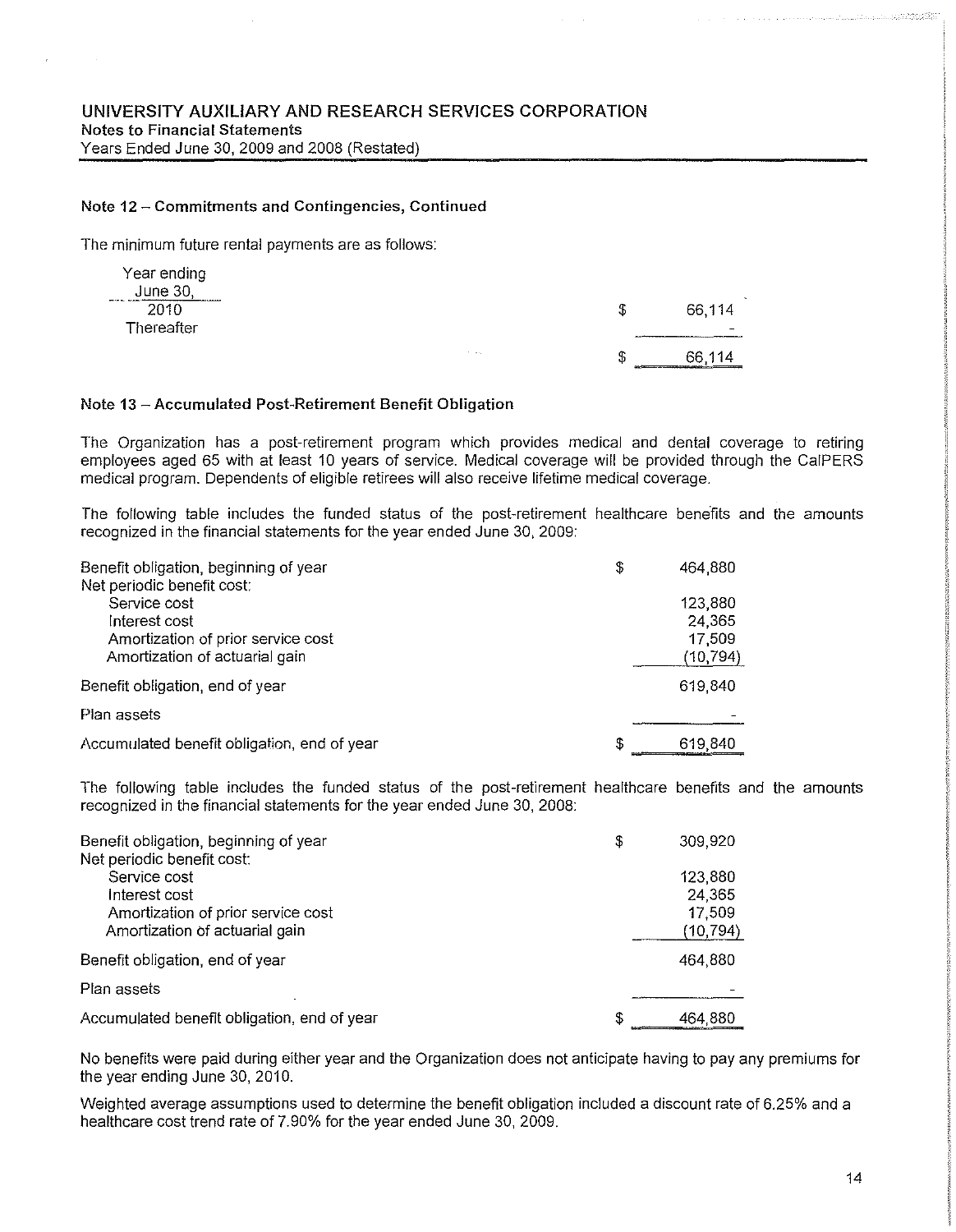UNIVERSITY AUXILIARY AND RESEARCH SERVICES CORPORATION
Notes to Financial Statements
Years Ended June 30, 2009 and 2008 (Restated)

#### Note 12 – Commitments and Contingencies, Continued

The minimum future rental payments are as follows:

| Year ending June 30, | | |
|---|---|---|
| 2010 | $ | 66,114 |
| Thereafter | | - |
| | $ | 66,114 |

#### Note 13 – Accumulated Post-Retirement Benefit Obligation

The Organization has a post-retirement program which provides medical and dental coverage to retiring employees aged 65 with at least 10 years of service. Medical coverage will be provided through the CalPERS medical program. Dependents of eligible retirees will also receive lifetime medical coverage.

The following table includes the funded status of the post-retirement healthcare benefits and the amounts recognized in the financial statements for the year ended June 30, 2009:

| | | |
|---|---|---|
| Benefit obligation, beginning of year | $ | 464,880 |
| Net periodic benefit cost: | | |
| Service cost | | 123,880 |
| Interest cost | | 24,365 |
| Amortization of prior service cost | | 17,509 |
| Amortization of actuarial gain | | (10,794) |
| Benefit obligation, end of year | | 619,840 |
| Plan assets | | - |
| Accumulated benefit obligation, end of year | $ | 619,840 |

The following table includes the funded status of the post-retirement healthcare benefits and the amounts recognized in the financial statements for the year ended June 30, 2008:

| | | |
|---|---|---|
| Benefit obligation, beginning of year | $ | 309,920 |
| Net periodic benefit cost: | | |
| Service cost | | 123,880 |
| Interest cost | | 24,365 |
| Amortization of prior service cost | | 17,509 |
| Amortization of actuarial gain | | (10,794) |
| Benefit obligation, end of year | | 464,880 |
| Plan assets | | - |
| Accumulated benefit obligation, end of year | $ | 464,880 |

No benefits were paid during either year and the Organization does not anticipate having to pay any premiums for the year ending June 30, 2010.

Weighted average assumptions used to determine the benefit obligation included a discount rate of 6.25% and a healthcare cost trend rate of 7.90% for the year ended June 30, 2009.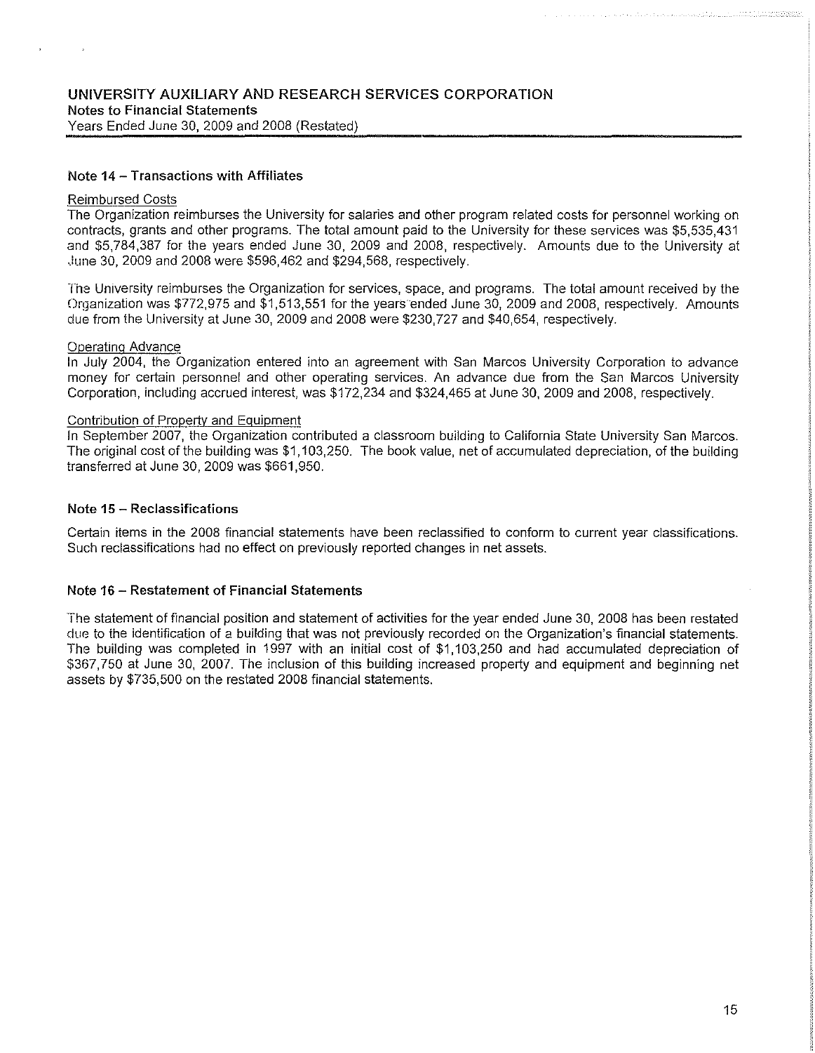### Note 14 – Transactions with Affiliates

Reimbursed Costs

The Organization reimburses the University for salaries and other program related costs for personnel working on contracts, grants and other programs. The total amount paid to the University for these services was $5,535,431 and $5,784,387 for the years ended June 30, 2009 and 2008, respectively. Amounts due to the University at June 30, 2009 and 2008 were $596,462 and $294,568, respectively.

The University reimburses the Organization for services, space, and programs. The total amount received by the Organization was $772,975 and $1,513,551 for the years ended June 30, 2009 and 2008, respectively. Amounts due from the University at June 30, 2009 and 2008 were $230,727 and $40,654, respectively.

Operating Advance

In July 2004, the Organization entered into an agreement with San Marcos University Corporation to advance money for certain personnel and other operating services. An advance due from the San Marcos University Corporation, including accrued interest, was $172,234 and $324,465 at June 30, 2009 and 2008, respectively.

Contribution of Property and Equipment

In September 2007, the Organization contributed a classroom building to California State University San Marcos. The original cost of the building was $1,103,250. The book value, net of accumulated depreciation, of the building transferred at June 30, 2009 was $661,950.

### Note 15 – Reclassifications

Certain items in the 2008 financial statements have been reclassified to conform to current year classifications. Such reclassifications had no effect on previously reported changes in net assets.

### Note 16 – Restatement of Financial Statements

The statement of financial position and statement of activities for the year ended June 30, 2008 has been restated due to the identification of a building that was not previously recorded on the Organization's financial statements. The building was completed in 1997 with an initial cost of $1,103,250 and had accumulated depreciation of $367,750 at June 30, 2007. The inclusion of this building increased property and equipment and beginning net assets by $735,500 on the restated 2008 financial statements.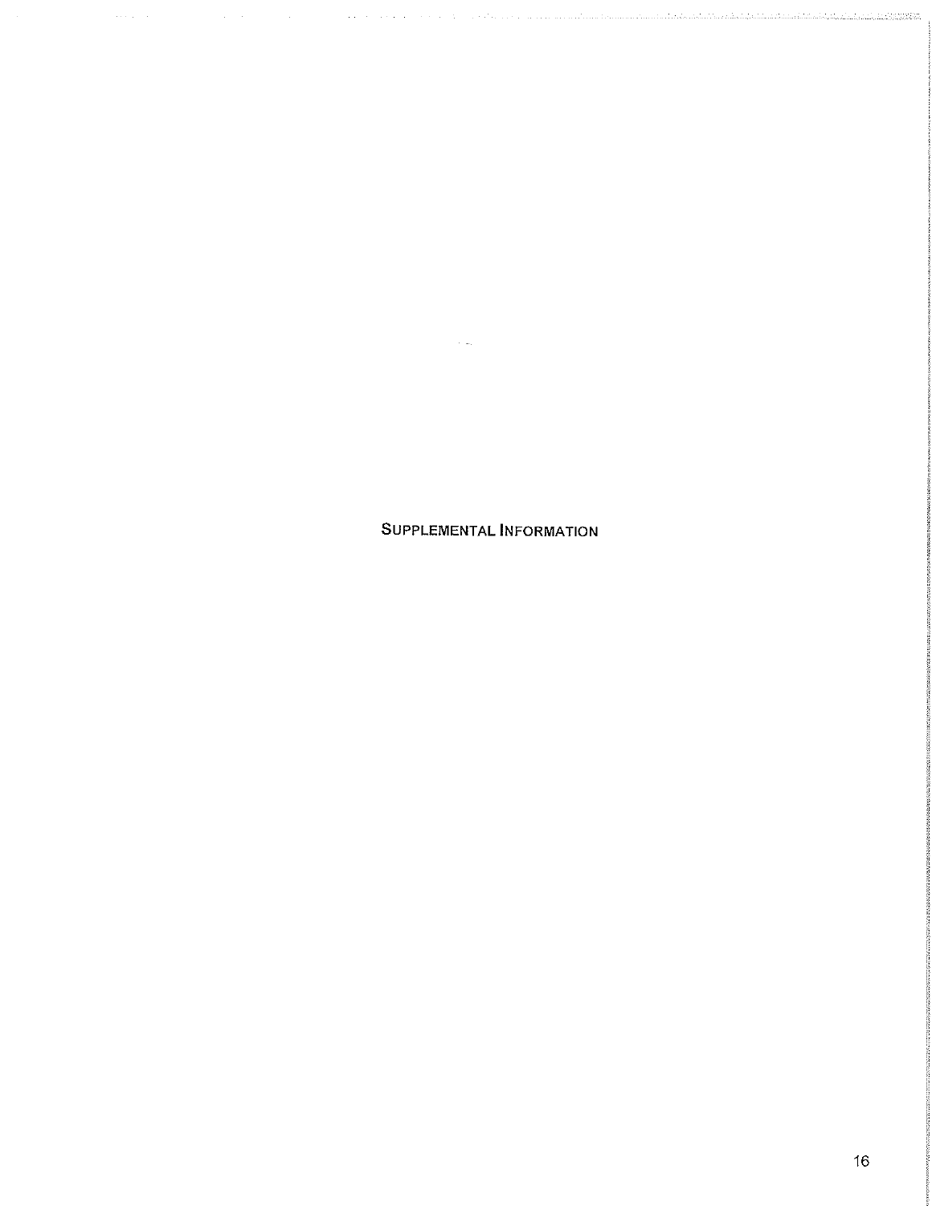# Supplemental Information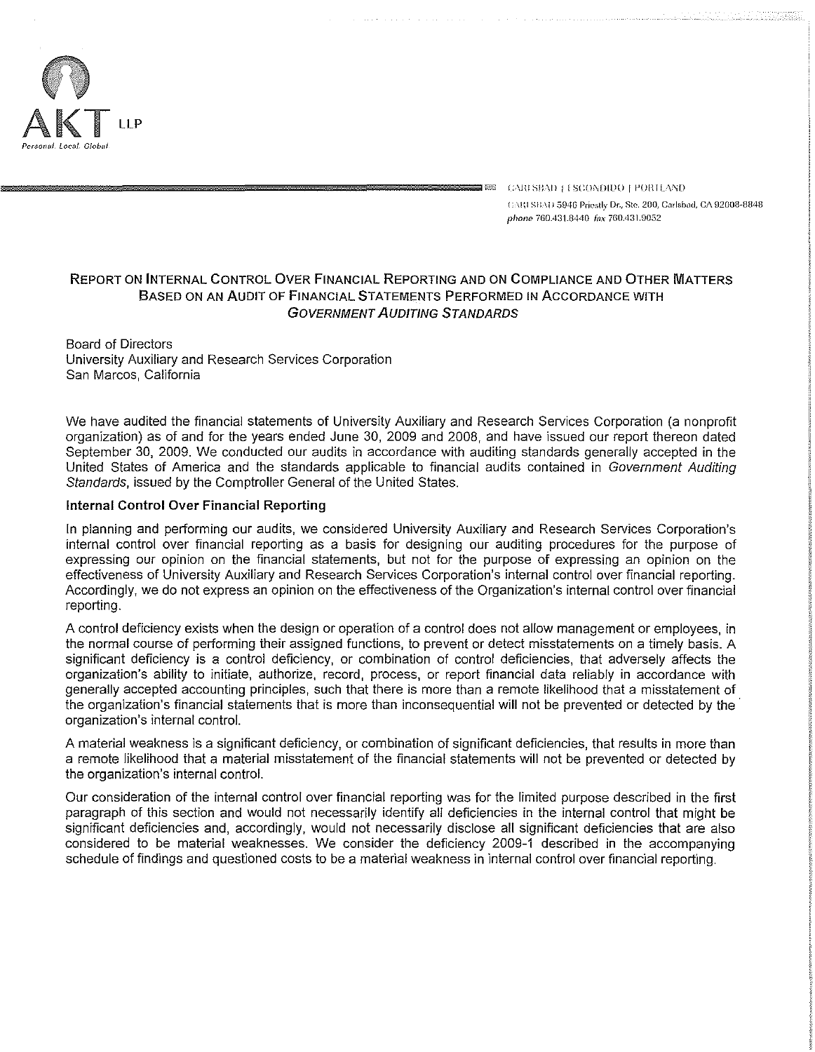AKT LLP

*Personal. Local. Global.*

CARLSBAD | ESCONDIDO | PORTLAND

CARLSBAD 5946 Priestly Dr., Ste. 200, Carlsbad, CA 92008-8848
*phone* 760.431.8440 *fax* 760.431.9052

## REPORT ON INTERNAL CONTROL OVER FINANCIAL REPORTING AND ON COMPLIANCE AND OTHER MATTERS BASED ON AN AUDIT OF FINANCIAL STATEMENTS PERFORMED IN ACCORDANCE WITH *GOVERNMENT AUDITING STANDARDS*

Board of Directors
University Auxiliary and Research Services Corporation
San Marcos, California

We have audited the financial statements of University Auxiliary and Research Services Corporation (a nonprofit organization) as of and for the years ended June 30, 2009 and 2008, and have issued our report thereon dated September 30, 2009. We conducted our audits in accordance with auditing standards generally accepted in the United States of America and the standards applicable to financial audits contained in *Government Auditing Standards*, issued by the Comptroller General of the United States.

**Internal Control Over Financial Reporting**

In planning and performing our audits, we considered University Auxiliary and Research Services Corporation's internal control over financial reporting as a basis for designing our auditing procedures for the purpose of expressing our opinion on the financial statements, but not for the purpose of expressing an opinion on the effectiveness of University Auxiliary and Research Services Corporation's internal control over financial reporting. Accordingly, we do not express an opinion on the effectiveness of the Organization's internal control over financial reporting.

A control deficiency exists when the design or operation of a control does not allow management or employees, in the normal course of performing their assigned functions, to prevent or detect misstatements on a timely basis. A significant deficiency is a control deficiency, or combination of control deficiencies, that adversely affects the organization's ability to initiate, authorize, record, process, or report financial data reliably in accordance with generally accepted accounting principles, such that there is more than a remote likelihood that a misstatement of the organization's financial statements that is more than inconsequential will not be prevented or detected by the organization's internal control.

A material weakness is a significant deficiency, or combination of significant deficiencies, that results in more than a remote likelihood that a material misstatement of the financial statements will not be prevented or detected by the organization's internal control.

Our consideration of the internal control over financial reporting was for the limited purpose described in the first paragraph of this section and would not necessarily identify all deficiencies in the internal control that might be significant deficiencies and, accordingly, would not necessarily disclose all significant deficiencies that are also considered to be material weaknesses. We consider the deficiency 2009-1 described in the accompanying schedule of findings and questioned costs to be a material weakness in internal control over financial reporting.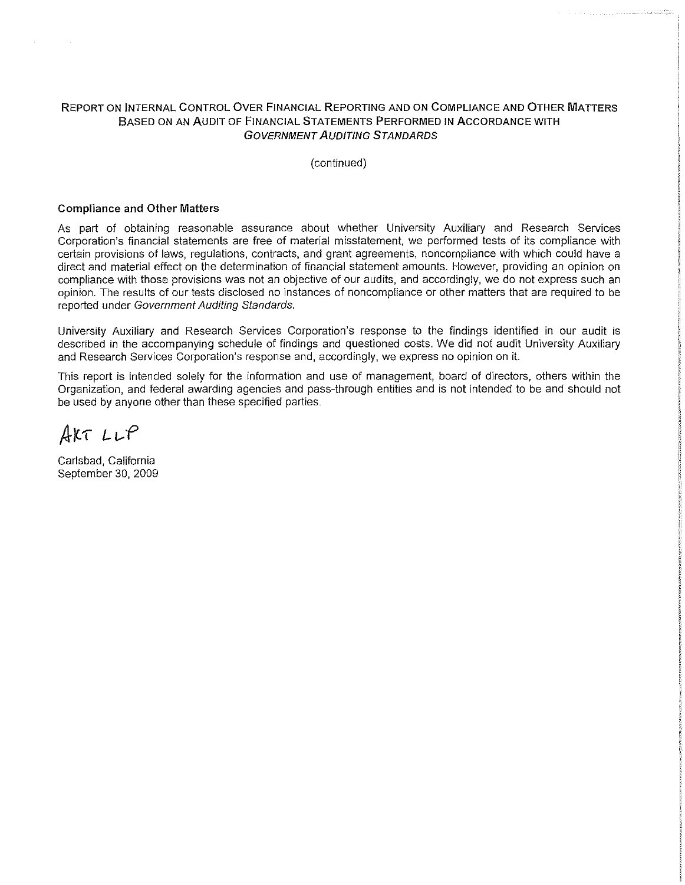## REPORT ON INTERNAL CONTROL OVER FINANCIAL REPORTING AND ON COMPLIANCE AND OTHER MATTERS BASED ON AN AUDIT OF FINANCIAL STATEMENTS PERFORMED IN ACCORDANCE WITH *GOVERNMENT AUDITING STANDARDS*

(continued)

**Compliance and Other Matters**

As part of obtaining reasonable assurance about whether University Auxiliary and Research Services Corporation's financial statements are free of material misstatement, we performed tests of its compliance with certain provisions of laws, regulations, contracts, and grant agreements, noncompliance with which could have a direct and material effect on the determination of financial statement amounts. However, providing an opinion on compliance with those provisions was not an objective of our audits, and accordingly, we do not express such an opinion. The results of our tests disclosed no instances of noncompliance or other matters that are required to be reported under *Government Auditing Standards*.

University Auxiliary and Research Services Corporation's response to the findings identified in our audit is described in the accompanying schedule of findings and questioned costs. We did not audit University Auxiliary and Research Services Corporation's response and, accordingly, we express no opinion on it.

This report is intended solely for the information and use of management, board of directors, others within the Organization, and federal awarding agencies and pass-through entities and is not intended to be and should not be used by anyone other than these specified parties.

AKT LLP

Carlsbad, California
September 30, 2009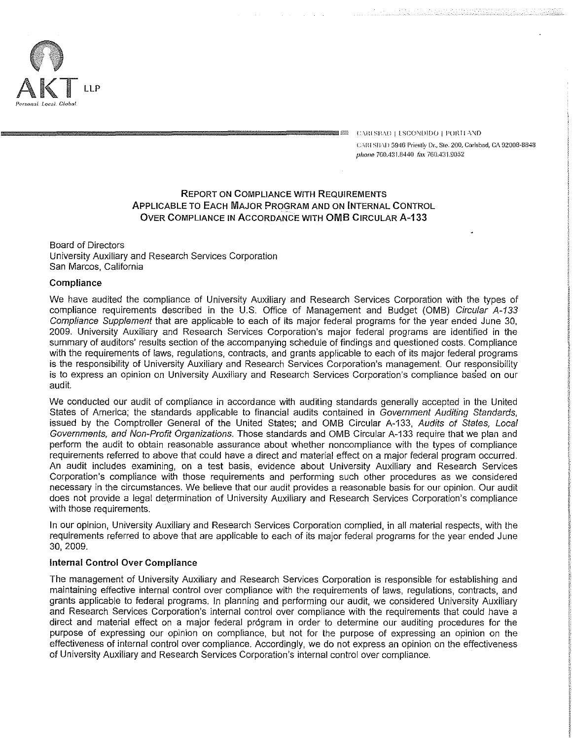AKT LLP

*Personal. Local. Global.*

CARLSBAD | ESCONDIDO | PORTLAND

CARLSBAD 5946 Priestly Dr., Ste. 200, Carlsbad, CA 92008-8848
*phone* 760.431.8440 *fax* 760.431.9052

# REPORT ON COMPLIANCE WITH REQUIREMENTS APPLICABLE TO EACH MAJOR PROGRAM AND ON INTERNAL CONTROL OVER COMPLIANCE IN ACCORDANCE WITH OMB CIRCULAR A-133

Board of Directors
University Auxiliary and Research Services Corporation
San Marcos, California

**Compliance**

We have audited the compliance of University Auxiliary and Research Services Corporation with the types of compliance requirements described in the U.S. Office of Management and Budget (OMB) *Circular A-133 Compliance Supplement* that are applicable to each of its major federal programs for the year ended June 30, 2009. University Auxiliary and Research Services Corporation's major federal programs are identified in the summary of auditors' results section of the accompanying schedule of findings and questioned costs. Compliance with the requirements of laws, regulations, contracts, and grants applicable to each of its major federal programs is the responsibility of University Auxiliary and Research Services Corporation's management. Our responsibility is to express an opinion on University Auxiliary and Research Services Corporation's compliance based on our audit.

We conducted our audit of compliance in accordance with auditing standards generally accepted in the United States of America; the standards applicable to financial audits contained in *Government Auditing Standards*, issued by the Comptroller General of the United States; and OMB Circular A-133, *Audits of States, Local Governments, and Non-Profit Organizations*. Those standards and OMB Circular A-133 require that we plan and perform the audit to obtain reasonable assurance about whether noncompliance with the types of compliance requirements referred to above that could have a direct and material effect on a major federal program occurred. An audit includes examining, on a test basis, evidence about University Auxiliary and Research Services Corporation's compliance with those requirements and performing such other procedures as we considered necessary in the circumstances. We believe that our audit provides a reasonable basis for our opinion. Our audit does not provide a legal determination of University Auxiliary and Research Services Corporation's compliance with those requirements.

In our opinion, University Auxiliary and Research Services Corporation complied, in all material respects, with the requirements referred to above that are applicable to each of its major federal programs for the year ended June 30, 2009.

**Internal Control Over Compliance**

The management of University Auxiliary and Research Services Corporation is responsible for establishing and maintaining effective internal control over compliance with the requirements of laws, regulations, contracts, and grants applicable to federal programs. In planning and performing our audit, we considered University Auxiliary and Research Services Corporation's internal control over compliance with the requirements that could have a direct and material effect on a major federal program in order to determine our auditing procedures for the purpose of expressing our opinion on compliance, but not for the purpose of expressing an opinion on the effectiveness of internal control over compliance. Accordingly, we do not express an opinion on the effectiveness of University Auxiliary and Research Services Corporation's internal control over compliance.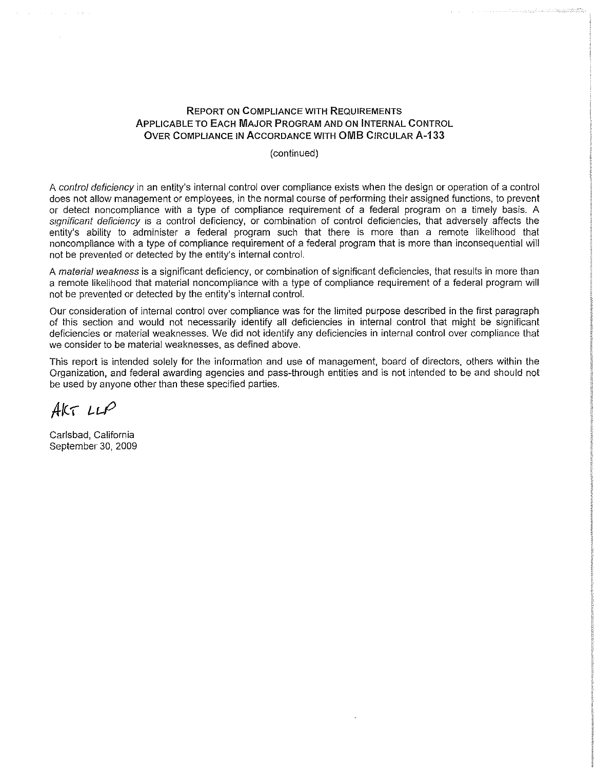## Report on Compliance with Requirements Applicable to Each Major Program and on Internal Control Over Compliance in Accordance with OMB Circular A-133

(continued)

A *control deficiency* in an entity's internal control over compliance exists when the design or operation of a control does not allow management or employees, in the normal course of performing their assigned functions, to prevent or detect noncompliance with a type of compliance requirement of a federal program on a timely basis. A *significant deficiency* is a control deficiency, or combination of control deficiencies, that adversely affects the entity's ability to administer a federal program such that there is more than a remote likelihood that noncompliance with a type of compliance requirement of a federal program that is more than inconsequential will not be prevented or detected by the entity's internal control.

A *material weakness* is a significant deficiency, or combination of significant deficiencies, that results in more than a remote likelihood that material noncompliance with a type of compliance requirement of a federal program will not be prevented or detected by the entity's internal control.

Our consideration of internal control over compliance was for the limited purpose described in the first paragraph of this section and would not necessarily identify all deficiencies in internal control that might be significant deficiencies or material weaknesses. We did not identify any deficiencies in internal control over compliance that we consider to be material weaknesses, as defined above.

This report is intended solely for the information and use of management, board of directors, others within the Organization, and federal awarding agencies and pass-through entities and is not intended to be and should not be used by anyone other than these specified parties.

AKT LLP

Carlsbad, California
September 30, 2009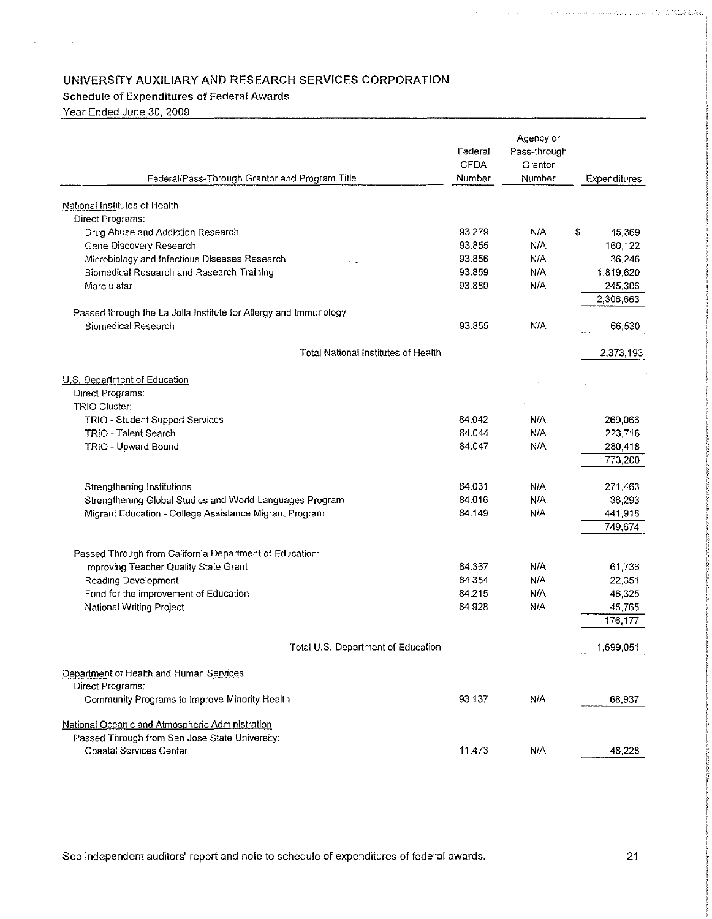UNIVERSITY AUXILIARY AND RESEARCH SERVICES CORPORATION

Schedule of Expenditures of Federal Awards

Year Ended June 30, 2009

| Federal/Pass-Through Grantor and Program Title | Federal CFDA Number | Agency or Pass-through Grantor Number | Expenditures |
|---|---|---|---|
| National Institutes of Health | | | |
| Direct Programs: | | | |
| Drug Abuse and Addiction Research | 93.279 | N/A | $ 45,369 |
| Gene Discovery Research | 93.855 | N/A | 160,122 |
| Microbiology and Infectious Diseases Research | 93.856 | N/A | 36,246 |
| Biomedical Research and Research Training | 93.859 | N/A | 1,819,620 |
| Marc u star | 93.880 | N/A | 245,306 |
| | | | 2,306,663 |
| Passed through the La Jolla Institute for Allergy and Immunology | | | |
| Biomedical Research | 93.855 | N/A | 66,530 |
| Total National Institutes of Health | | | 2,373,193 |
| U.S. Department of Education | | | |
| Direct Programs: | | | |
| TRIO Cluster: | | | |
| TRIO - Student Support Services | 84.042 | N/A | 269,066 |
| TRIO - Talent Search | 84.044 | N/A | 223,716 |
| TRIO - Upward Bound | 84.047 | N/A | 280,418 |
| | | | 773,200 |
| Strengthening Institutions | 84.031 | N/A | 271,463 |
| Strengthening Global Studies and World Languages Program | 84.016 | N/A | 36,293 |
| Migrant Education - College Assistance Migrant Program | 84.149 | N/A | 441,918 |
| | | | 749,674 |
| Passed Through from California Department of Education: | | | |
| Improving Teacher Quality State Grant | 84.367 | N/A | 61,736 |
| Reading Development | 84.354 | N/A | 22,351 |
| Fund for the improvement of Education | 84.215 | N/A | 46,325 |
| National Writing Project | 84.928 | N/A | 45,765 |
| | | | 176,177 |
| Total U.S. Department of Education | | | 1,699,051 |
| Department of Health and Human Services | | | |
| Direct Programs: | | | |
| Community Programs to Improve Minority Health | 93.137 | N/A | 68,937 |
| National Oceanic and Atmospheric Administration | | | |
| Passed Through from San Jose State University: | | | |
| Coastal Services Center | 11.473 | N/A | 48,228 |

See independent auditors' report and note to schedule of expenditures of federal awards.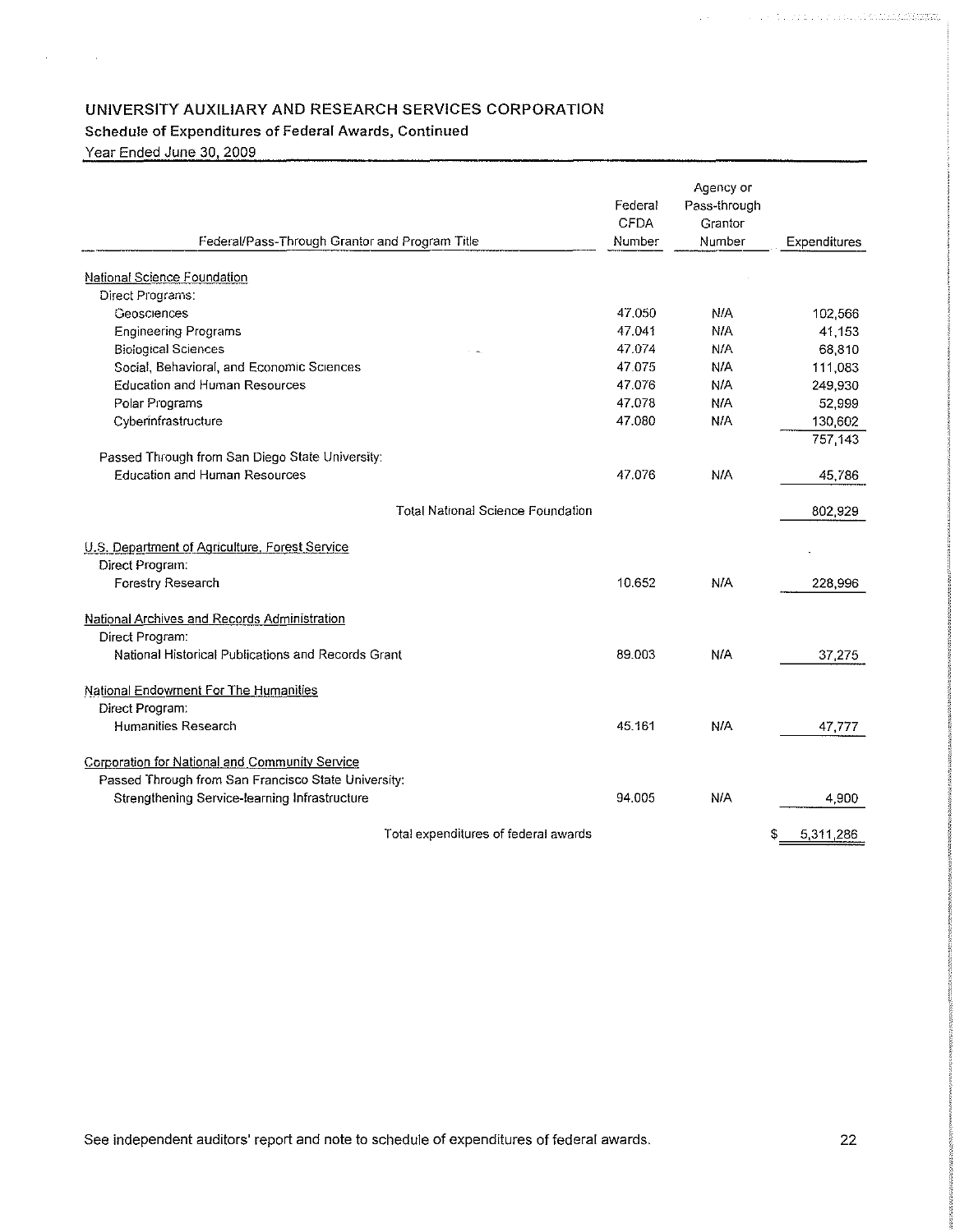# UNIVERSITY AUXILIARY AND RESEARCH SERVICES CORPORATION

## Schedule of Expenditures of Federal Awards, Continued

Year Ended June 30, 2009

| Federal/Pass-Through Grantor and Program Title | Federal CFDA Number | Agency or Pass-through Grantor Number | Expenditures |
|---|---|---|---|
| National Science Foundation | | | |
| Direct Programs: | | | |
| Geosciences | 47.050 | N/A | 102,566 |
| Engineering Programs | 47.041 | N/A | 41,153 |
| Biological Sciences | 47.074 | N/A | 68,810 |
| Social, Behavioral, and Economic Sciences | 47.075 | N/A | 111,083 |
| Education and Human Resources | 47.076 | N/A | 249,930 |
| Polar Programs | 47.078 | N/A | 52,999 |
| Cyberinfrastructure | 47.080 | N/A | 130,602 |
| | | | 757,143 |
| Passed Through from San Diego State University: | | | |
| Education and Human Resources | 47.076 | N/A | 45,786 |
| Total National Science Foundation | | | 802,929 |
| U.S. Department of Agriculture, Forest Service | | | |
| Direct Program: | | | |
| Forestry Research | 10.652 | N/A | 228,996 |
| National Archives and Records Administration | | | |
| Direct Program: | | | |
| National Historical Publications and Records Grant | 89.003 | N/A | 37,275 |
| National Endowment For The Humanities | | | |
| Direct Program: | | | |
| Humanities Research | 45.161 | N/A | 47,777 |
| Corporation for National and Community Service | | | |
| Passed Through from San Francisco State University: | | | |
| Strengthening Service-learning Infrastructure | 94.005 | N/A | 4,900 |
| Total expenditures of federal awards | | | $ 5,311,286 |

See independent auditors' report and note to schedule of expenditures of federal awards.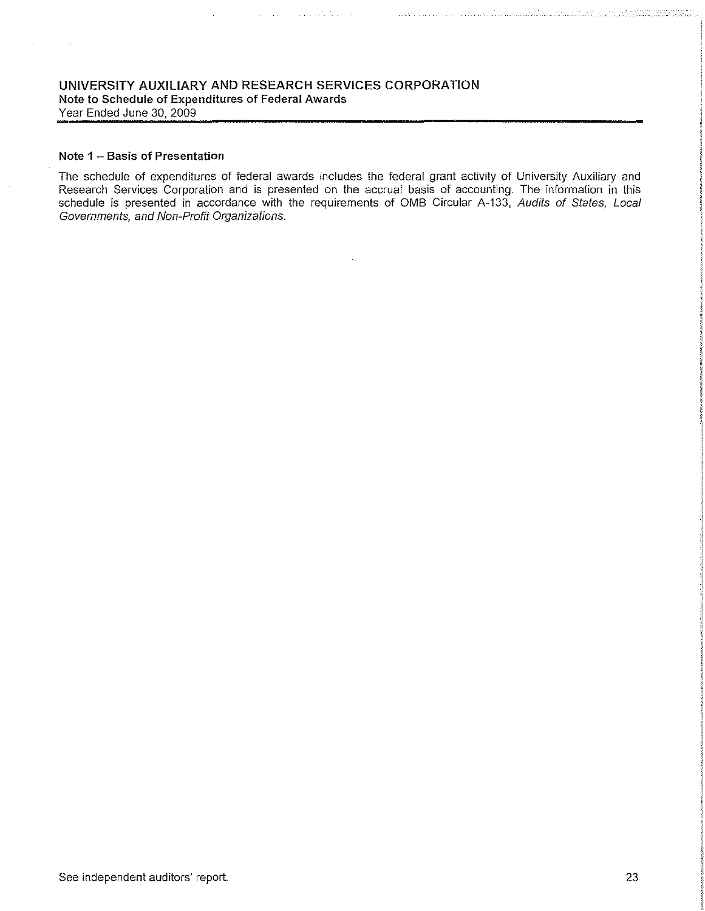# UNIVERSITY AUXILIARY AND RESEARCH SERVICES CORPORATION
## Note to Schedule of Expenditures of Federal Awards
Year Ended June 30, 2009

### Note 1 – Basis of Presentation

The schedule of expenditures of federal awards includes the federal grant activity of University Auxiliary and Research Services Corporation and is presented on the accrual basis of accounting. The information in this schedule is presented in accordance with the requirements of OMB Circular A-133, *Audits of States, Local Governments, and Non-Profit Organizations*.

See independent auditors' report.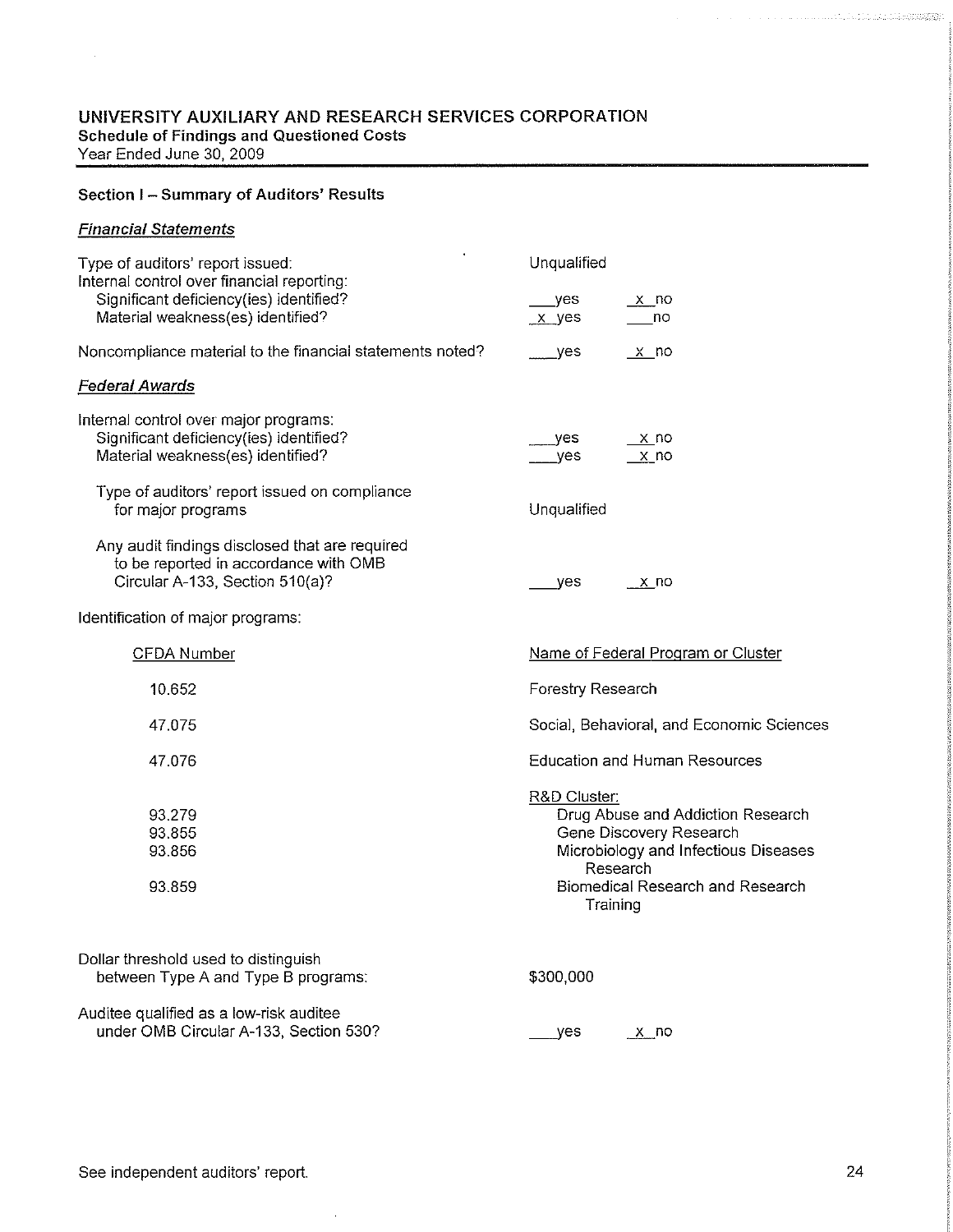# UNIVERSITY AUXILIARY AND RESEARCH SERVICES CORPORATION

**Schedule of Findings and Questioned Costs**

Year Ended June 30, 2009

## Section I – Summary of Auditors' Results

### *Financial Statements*

| | | |
|---|---|---|
| Type of auditors' report issued: | Unqualified | |
| Internal control over financial reporting: | | |
| Significant deficiency(ies) identified? | ___yes | _x_ no |
| Material weakness(es) identified? | _x_ yes | ___no |
| Noncompliance material to the financial statements noted? | ___yes | _x_ no |

### *Federal Awards*

| | | |
|---|---|---|
| Internal control over major programs: | | |
| Significant deficiency(ies) identified? | ___yes | _x_ no |
| Material weakness(es) identified? | ___yes | _x_ no |
| Type of auditors' report issued on compliance for major programs | Unqualified | |
| Any audit findings disclosed that are required to be reported in accordance with OMB Circular A-133, Section 510(a)? | ___yes | _x_ no |

Identification of major programs:

| CFDA Number | Name of Federal Program or Cluster |
|---|---|
| 10.652 | Forestry Research |
| 47.075 | Social, Behavioral, and Economic Sciences |
| 47.076 | Education and Human Resources |
| | R&D Cluster: |
| 93.279 | Drug Abuse and Addiction Research |
| 93.855 | Gene Discovery Research |
| 93.856 | Microbiology and Infectious Diseases Research |
| 93.859 | Biomedical Research and Research Training |

| | | |
|---|---|---|
| Dollar threshold used to distinguish between Type A and Type B programs: | $300,000 | |
| Auditee qualified as a low-risk auditee under OMB Circular A-133, Section 530? | ___yes | _x_ no |

See independent auditors' report.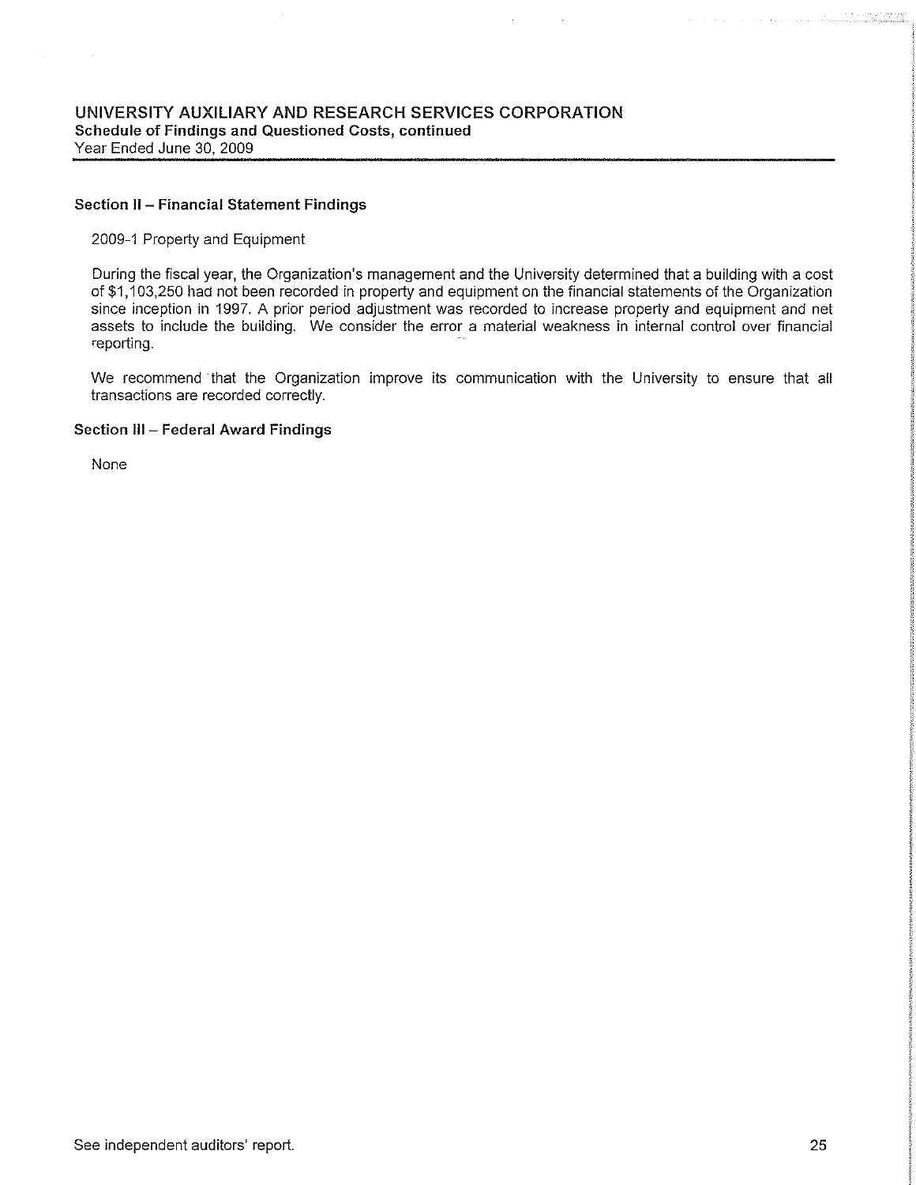## UNIVERSITY AUXILIARY AND RESEARCH SERVICES CORPORATION
**Schedule of Findings and Questioned Costs, continued**
Year Ended June 30, 2009

### Section II – Financial Statement Findings

2009-1 Property and Equipment

During the fiscal year, the Organization's management and the University determined that a building with a cost of $1,103,250 had not been recorded in property and equipment on the financial statements of the Organization since inception in 1997. A prior period adjustment was recorded to increase property and equipment and net assets to include the building. We consider the error a material weakness in internal control over financial reporting.

We recommend that the Organization improve its communication with the University to ensure that all transactions are recorded correctly.

### Section III – Federal Award Findings

None

See independent auditors' report.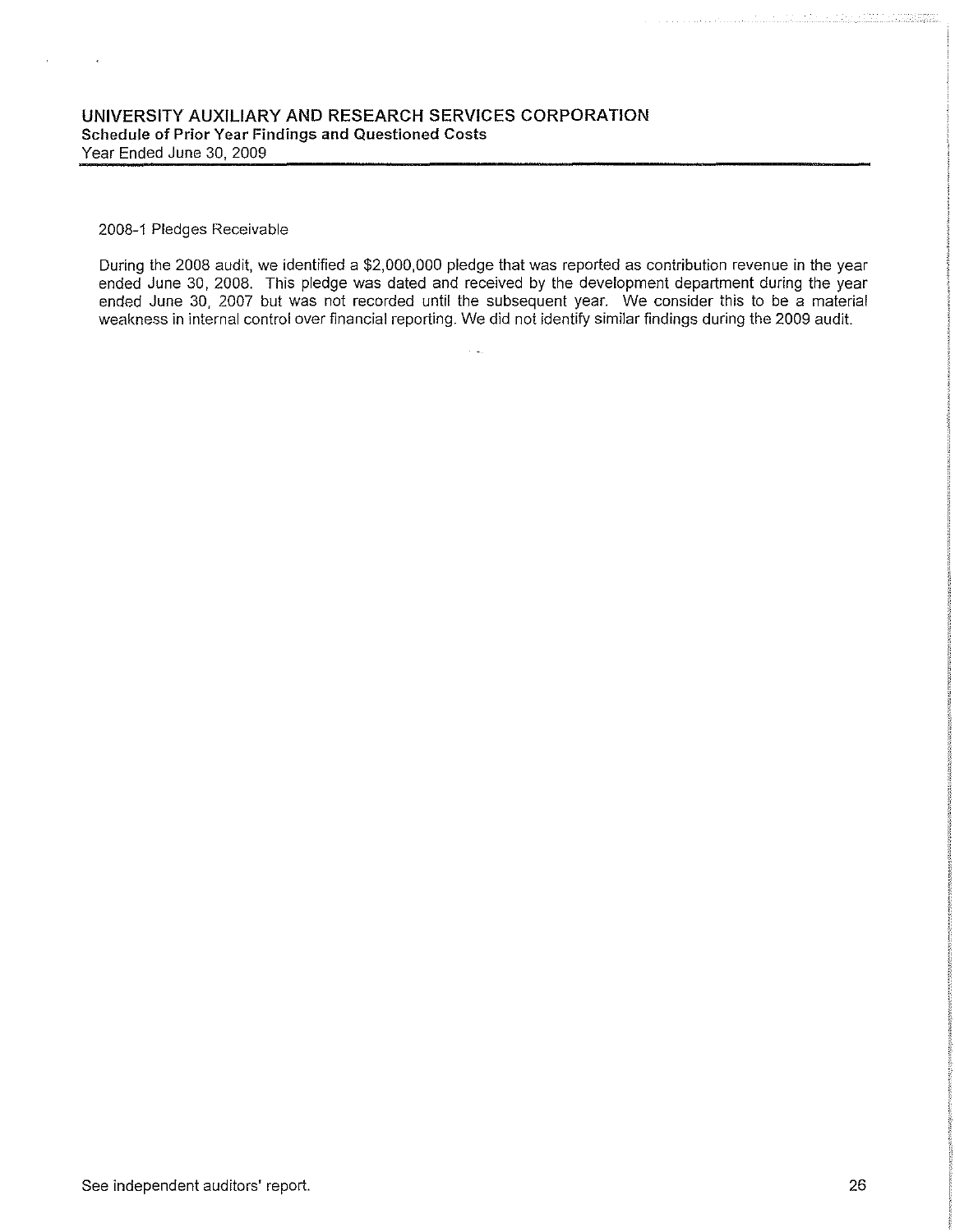## UNIVERSITY AUXILIARY AND RESEARCH SERVICES CORPORATION

**Schedule of Prior Year Findings and Questioned Costs**

Year Ended June 30, 2009

2008-1 Pledges Receivable

During the 2008 audit, we identified a $2,000,000 pledge that was reported as contribution revenue in the year ended June 30, 2008. This pledge was dated and received by the development department during the year ended June 30, 2007 but was not recorded until the subsequent year. We consider this to be a material weakness in internal control over financial reporting. We did not identify similar findings during the 2009 audit.

See independent auditors' report.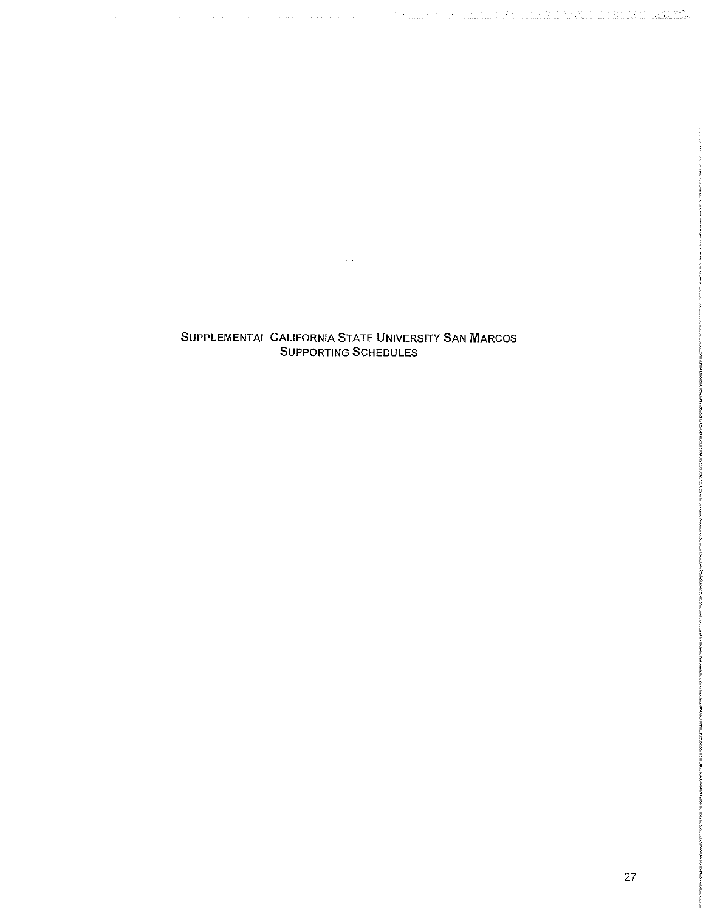# Supplemental California State University San Marcos Supporting Schedules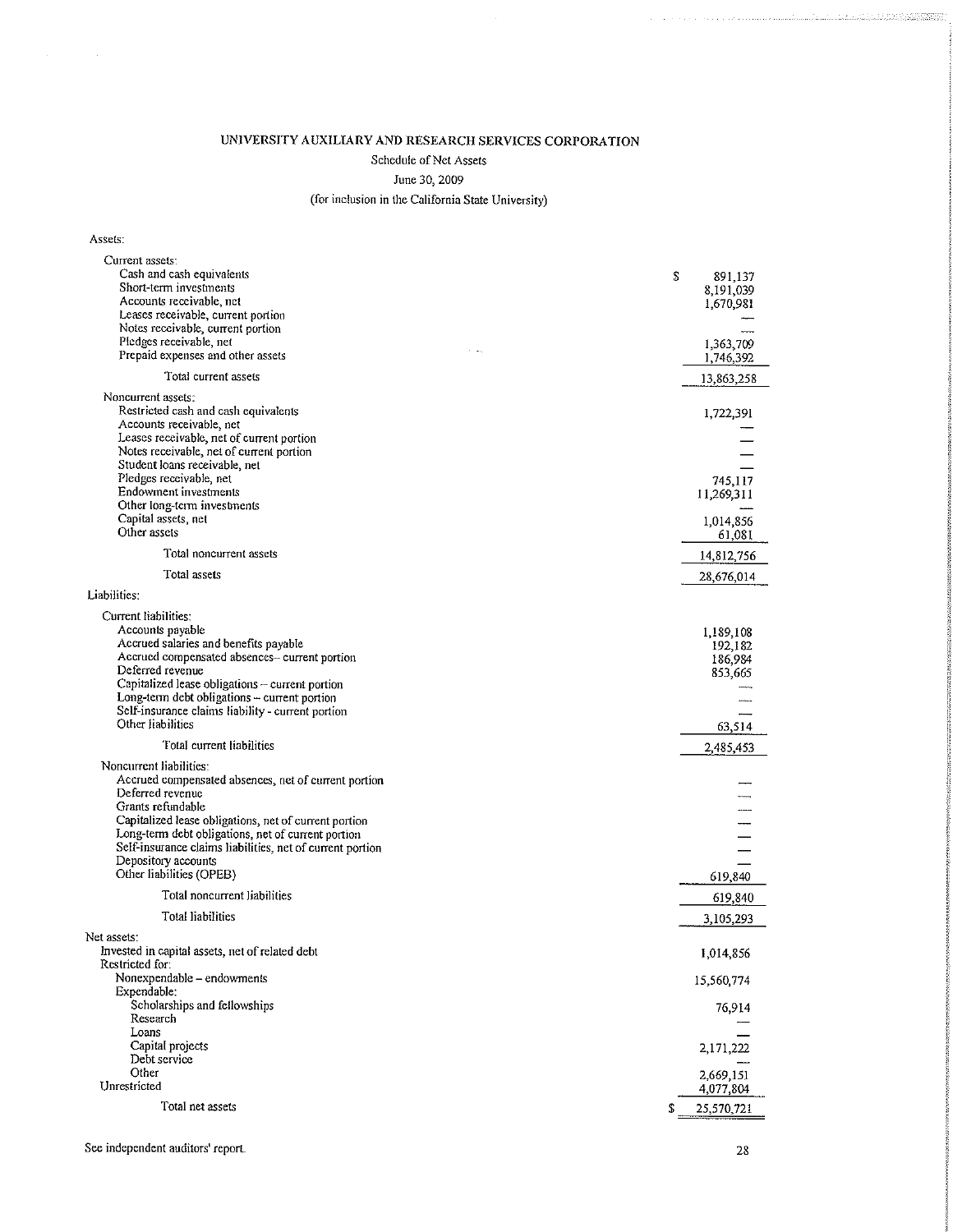# UNIVERSITY AUXILIARY AND RESEARCH SERVICES CORPORATION

## Schedule of Net Assets

June 30, 2009

(for inclusion in the California State University)

| | |
|---|---|
| **Assets:** | |
| Current assets: | |
| Cash and cash equivalents | $ 891,137 |
| Short-term investments | 8,191,039 |
| Accounts receivable, net | 1,670,981 |
| Leases receivable, current portion | — |
| Notes receivable, current portion | — |
| Pledges receivable, net | 1,363,709 |
| Prepaid expenses and other assets | 1,746,392 |
| Total current assets | 13,863,258 |
| Noncurrent assets: | |
| Restricted cash and cash equivalents | 1,722,391 |
| Accounts receivable, net | — |
| Leases receivable, net of current portion | — |
| Notes receivable, net of current portion | — |
| Student loans receivable, net | — |
| Pledges receivable, net | 745,117 |
| Endowment investments | 11,269,311 |
| Other long-term investments | — |
| Capital assets, net | 1,014,856 |
| Other assets | 61,081 |
| Total noncurrent assets | 14,812,756 |
| Total assets | 28,676,014 |
| **Liabilities:** | |
| Current liabilities: | |
| Accounts payable | 1,189,108 |
| Accrued salaries and benefits payable | 192,182 |
| Accrued compensated absences– current portion | 186,984 |
| Deferred revenue | 853,665 |
| Capitalized lease obligations – current portion | — |
| Long-term debt obligations – current portion | — |
| Self-insurance claims liability - current portion | — |
| Other liabilities | 63,514 |
| Total current liabilities | 2,485,453 |
| Noncurrent liabilities: | |
| Accrued compensated absences, net of current portion | — |
| Deferred revenue | — |
| Grants refundable | — |
| Capitalized lease obligations, net of current portion | — |
| Long-term debt obligations, net of current portion | — |
| Self-insurance claims liabilities, net of current portion | — |
| Depository accounts | — |
| Other liabilities (OPEB) | 619,840 |
| Total noncurrent liabilities | 619,840 |
| Total liabilities | 3,105,293 |
| **Net assets:** | |
| Invested in capital assets, net of related debt | 1,014,856 |
| Restricted for: | |
| Nonexpendable – endowments | 15,560,774 |
| Expendable: | |
| Scholarships and fellowships | 76,914 |
| Research | — |
| Loans | — |
| Capital projects | 2,171,222 |
| Debt service | — |
| Other | 2,669,151 |
| Unrestricted | 4,077,804 |
| Total net assets | $ 25,570,721 |

See independent auditors' report.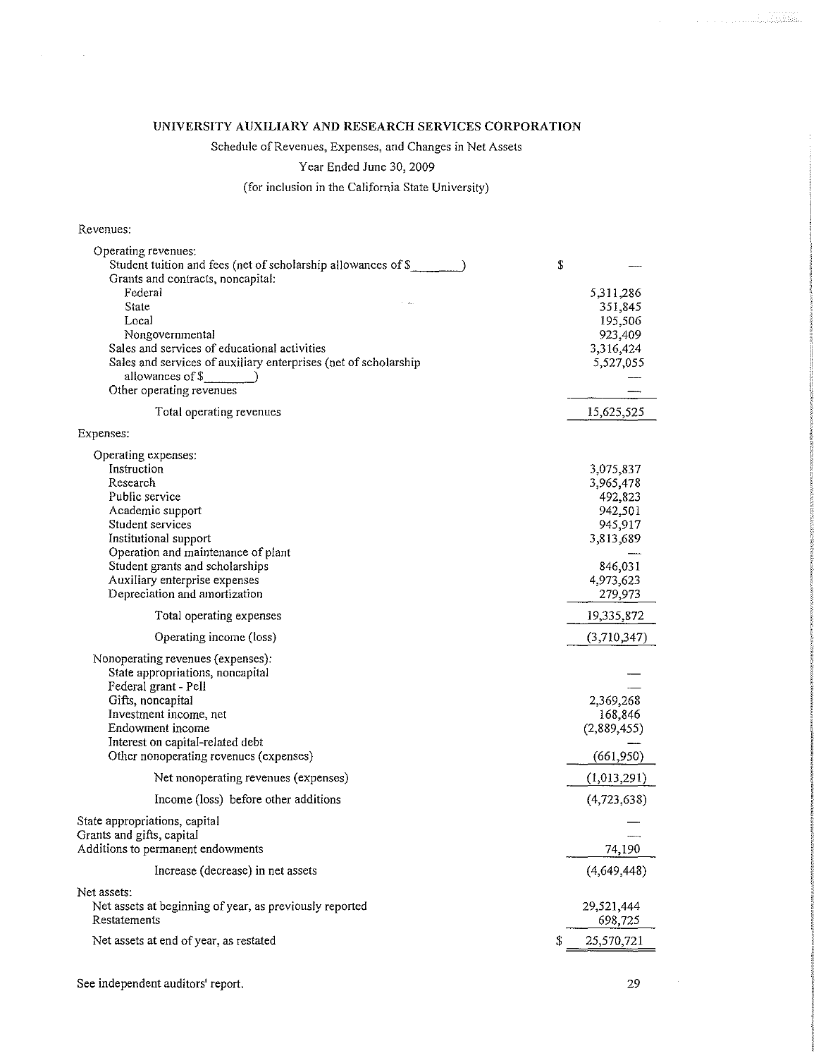# UNIVERSITY AUXILIARY AND RESEARCH SERVICES CORPORATION

Schedule of Revenues, Expenses, and Changes in Net Assets

Year Ended June 30, 2009

(for inclusion in the California State University)

| | |
|---|---|
| **Revenues:** | |
| Operating revenues: | |
| Student tuition and fees (net of scholarship allowances of $________) | $ — |
| Grants and contracts, noncapital: | |
| Federal | 5,311,286 |
| State | 351,845 |
| Local | 195,506 |
| Nongovernmental | 923,409 |
| Sales and services of educational activities | 3,316,424 |
| Sales and services of auxiliary enterprises (net of scholarship allowances of $________) | 5,527,055 |
| Other operating revenues | — |
| Total operating revenues | 15,625,525 |
| **Expenses:** | |
| Operating expenses: | |
| Instruction | 3,075,837 |
| Research | 3,965,478 |
| Public service | 492,823 |
| Academic support | 942,501 |
| Student services | 945,917 |
| Institutional support | 3,813,689 |
| Operation and maintenance of plant | — |
| Student grants and scholarships | 846,031 |
| Auxiliary enterprise expenses | 4,973,623 |
| Depreciation and amortization | 279,973 |
| Total operating expenses | 19,335,872 |
| Operating income (loss) | (3,710,347) |
| Nonoperating revenues (expenses): | |
| State appropriations, noncapital | — |
| Federal grant - Pell | — |
| Gifts, noncapital | 2,369,268 |
| Investment income, net | 168,846 |
| Endowment income | (2,889,455) |
| Interest on capital-related debt | — |
| Other nonoperating revenues (expenses) | (661,950) |
| Net nonoperating revenues (expenses) | (1,013,291) |
| Income (loss) before other additions | (4,723,638) |
| State appropriations, capital | — |
| Grants and gifts, capital | — |
| Additions to permanent endowments | 74,190 |
| Increase (decrease) in net assets | (4,649,448) |
| **Net assets:** | |
| Net assets at beginning of year, as previously reported | 29,521,444 |
| Restatements | 698,725 |
| Net assets at end of year, as restated | $ 25,570,721 |

See independent auditors' report.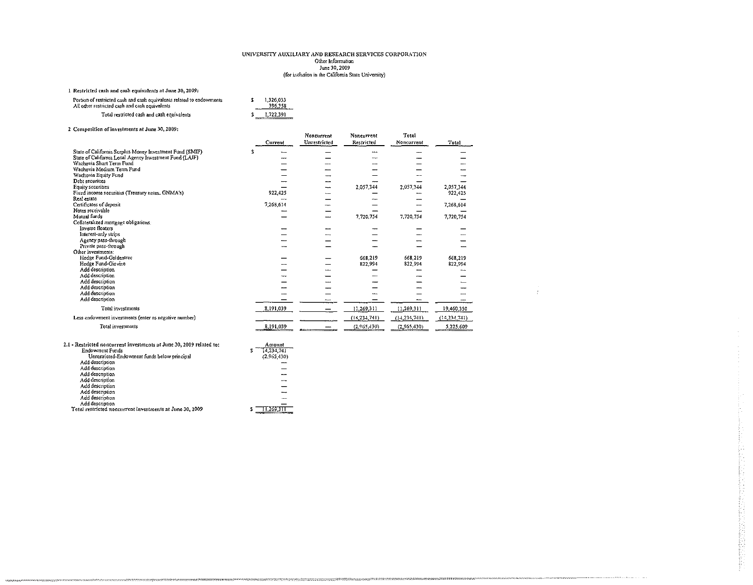UNIVERSITY AUXILIARY AND RESEARCH SERVICES CORPORATION
Other Information
June 30, 2009
(for inclusion in the California State University)

1 Restricted cash and cash equivalents at June 30, 2009:

| | |
|---|---|
| Portion of restricted cash and cash equivalents related to endowments | $ 1,326,033 |
| All other restricted cash and cash equivalents | 396,358 |
| Total restricted cash and cash equivalents | $ 1,722,391 |

2 Composition of investments at June 30, 2009:

| | Current | Noncurrent Unrestricted | Noncurrent Restricted | Total Noncurrent | Total |
|---|---|---|---|---|---|
| State of California Surplus Money Investment Fund (SMIF) | $ — | — | — | — | — |
| State of California Local Agency Investment Fund (LAIF) | — | — | — | — | — |
| Wachovia Short Term Fund | — | — | — | — | — |
| Wachovia Medium Term Fund | — | — | — | — | — |
| Wachovia Equity Fund | — | — | — | — | — |
| Debt securities | — | — | — | — | — |
| Equity securities | — | — | 2,057,344 | 2,057,344 | 2,057,344 |
| Fixed income securities (Treasury notes, GNMA's) | 922,425 | — | — | — | 922,425 |
| Real estate | — | — | — | — | — |
| Certificates of deposit | 7,268,614 | — | — | — | 7,268,614 |
| Notes receivable | — | — | — | — | — |
| Mutual funds | — | — | 7,720,754 | 7,720,754 | 7,720,754 |
| Collateralized mortgage obligations: | | | | | |
| Inverse floaters | — | — | — | — | — |
| Interest-only strips | — | — | — | — | — |
| Agency pass-through | — | — | — | — | — |
| Private pass-through | — | — | — | — | — |
| Other investments: | | | | | |
| Hedge Fund-Goldentree | — | — | 668,219 | 668,219 | 668,219 |
| Hedge Fund-Giovine | — | — | 822,994 | 822,994 | 822,994 |
| Add description | — | — | — | — | — |
| Add description | — | — | — | — | — |
| Add description | — | — | — | — | — |
| Add description | — | — | — | — | — |
| Add description | — | — | — | — | — |
| Add description | — | — | — | — | — |
| Total investments | 8,191,039 | — | 11,269,311 | 11,269,311 | 19,460,350 |
| Less endowment investments (enter as negative number) | | | (14,234,741) | (14,234,741) | (14,234,741) |
| Total investments | 8,191,039 | — | (2,965,430) | (2,965,430) | 5,225,609 |

2.1 - Restricted noncurrent investments at June 30, 2009 related to:

| | Amount |
|---|---|
| Endowment Funds | $ 14,234,741 |
| Unrestricted-Endowment funds below principal | (2,965,430) |
| Add description | — |
| Add description | — |
| Add description | — |
| Add description | — |
| Add description | — |
| Add description | — |
| Add description | — |
| Add description | — |
| Total restricted noncurrent investments at June 30, 2009 | $ 11,269,311 |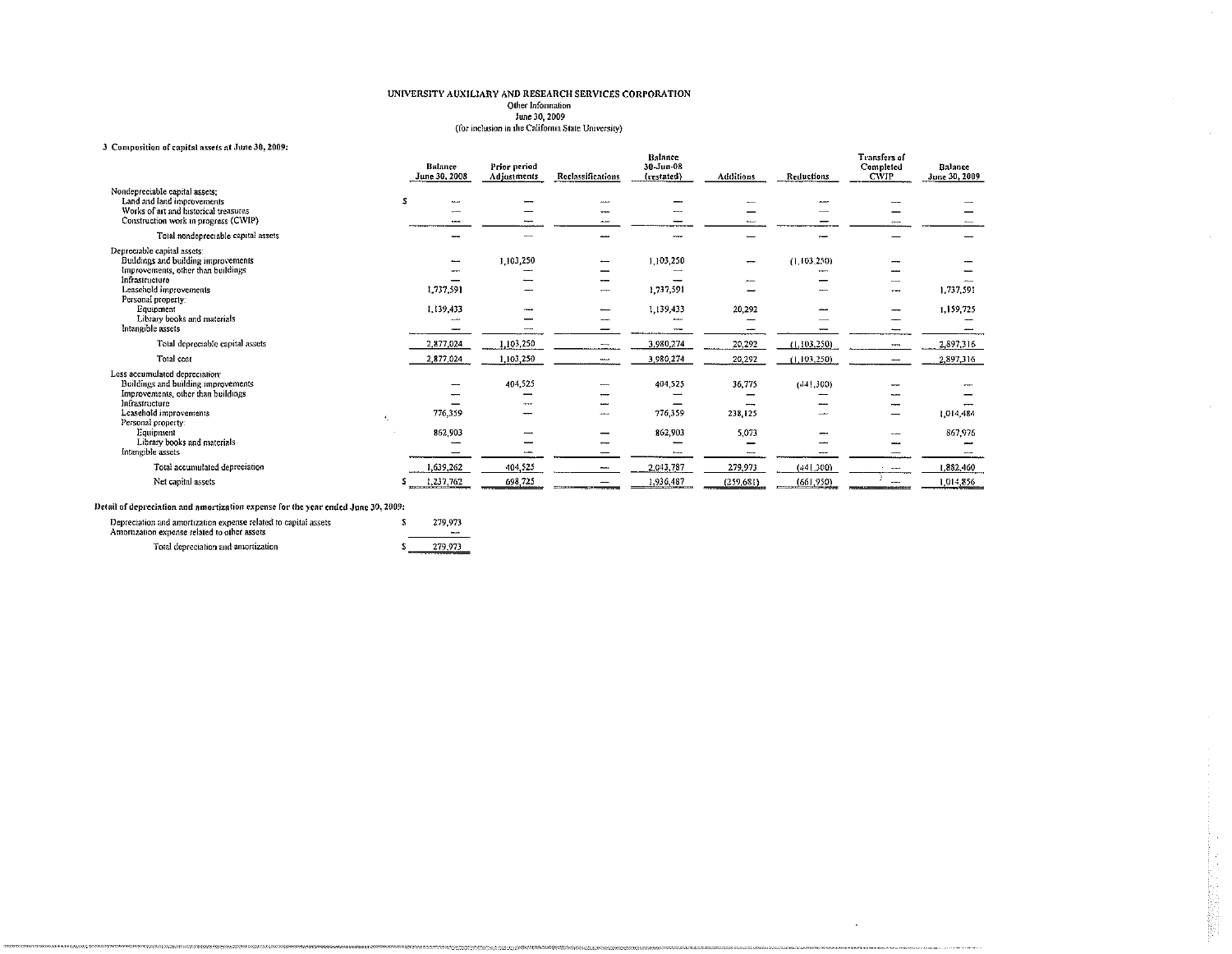# UNIVERSITY AUXILIARY AND RESEARCH SERVICES CORPORATION

Other Information
June 30, 2009
(for inclusion in the California State University)

**3 Composition of capital assets at June 30, 2009:**

| | Balance June 30, 2008 | Prior period Adjustments | Reclassifications | Balance 30-Jun-08 (restated) | Additions | Reductions | Transfers of Completed CWIP | Balance June 30, 2009 |
|---|---|---|---|---|---|---|---|---|
| Nondepreciable capital assets: | | | | | | | | |
| Land and land improvements | $ — | — | — | — | — | — | — | — |
| Works of art and historical treasures | — | — | — | — | — | — | — | — |
| Construction work in progress (CWIP) | — | — | — | — | — | — | — | — |
| Total nondepreciable capital assets | — | — | — | — | — | — | — | — |
| Depreciable capital assets: | | | | | | | | |
| Buildings and building improvements | — | 1,103,250 | — | 1,103,250 | — | (1,103,250) | — | — |
| Improvements, other than buildings | — | — | — | — | — | — | — | — |
| Infrastructure | — | — | — | — | — | — | — | — |
| Leasehold improvements | 1,737,591 | — | — | 1,737,591 | — | — | — | 1,737,591 |
| Personal property: | | | | | | | | |
| Equipment | 1,139,433 | — | — | 1,139,433 | 20,292 | — | — | 1,159,725 |
| Library books and materials | — | — | — | — | — | — | — | — |
| Intangible assets | — | — | — | — | — | — | — | — |
| Total depreciable capital assets | 2,877,024 | 1,103,250 | — | 3,980,274 | 20,292 | (1,103,250) | — | 2,897,316 |
| Total cost | 2,877,024 | 1,103,250 | — | 3,980,274 | 20,292 | (1,103,250) | — | 2,897,316 |
| Less accumulated depreciation: | | | | | | | | |
| Buildings and building improvements | — | 404,525 | — | 404,525 | 36,775 | (441,300) | — | — |
| Improvements, other than buildings | — | — | — | — | — | — | — | — |
| Infrastructure | — | — | — | — | — | — | — | — |
| Leasehold improvements | 776,359 | — | — | 776,359 | 238,125 | — | — | 1,014,484 |
| Personal property: | | | | | | | | |
| Equipment | 862,903 | — | — | 862,903 | 5,073 | — | — | 867,976 |
| Library books and materials | — | — | — | — | — | — | — | — |
| Intangible assets | — | — | — | — | — | — | — | — |
| Total accumulated depreciation | 1,639,262 | 404,525 | — | 2,043,787 | 279,973 | (441,300) | — | 1,882,460 |
| Net capital assets | $ 1,237,762 | 698,725 | — | 1,936,487 | (259,681) | (661,950) | — | 1,014,856 |

**Detail of depreciation and amortization expense for the year ended June 30, 2009:**

| | |
|---|---|
| Depreciation and amortization expense related to capital assets | $ 279,973 |
| Amortization expense related to other assets | — |
| Total depreciation and amortization | $ 279,973 |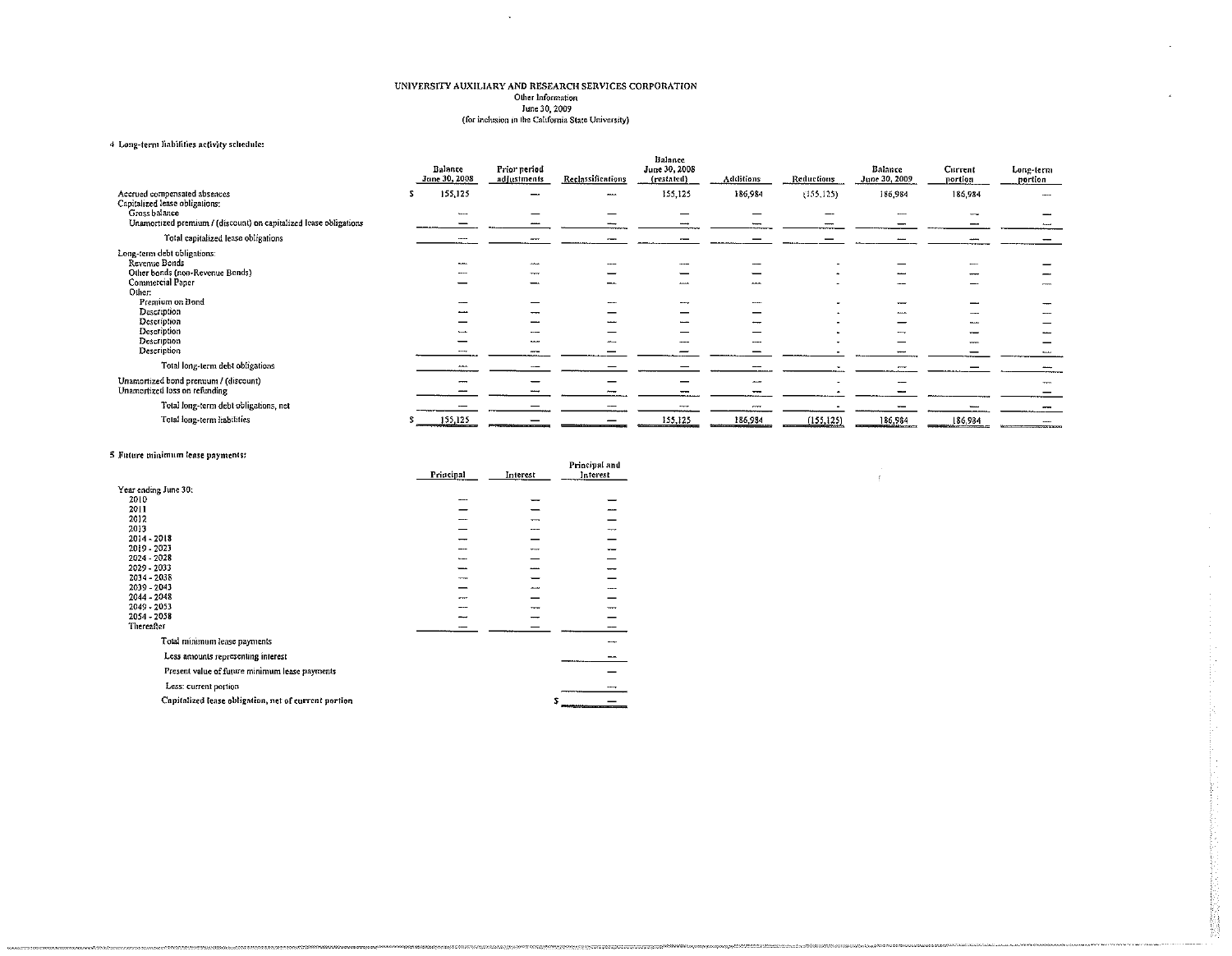UNIVERSITY AUXILIARY AND RESEARCH SERVICES CORPORATION
Other Information
June 30, 2009
(for inclusion in the California State University)

4 Long-term liabilities activity schedule:

| | Balance June 30, 2008 | Prior period adjustments | Reclassifications | Balance June 30, 2008 (restated) | Additions | Reductions | Balance June 30, 2009 | Current portion | Long-term portion |
|---|---|---|---|---|---|---|---|---|---|
| Accrued compensated absences | $ 155,125 | — | — | 155,125 | 186,984 | (155,125) | 186,984 | 186,984 | — |
| Capitalized lease obligations: | | | | | | | | | |
| Gross balance | — | — | — | — | — | — | — | — | — |
| Unamortized premium / (discount) on capitalized lease obligations | — | — | — | — | — | — | — | — | — |
| Total capitalized lease obligations | — | — | — | — | — | — | — | — | — |
| Long-term debt obligations: | | | | | | | | | |
| Revenue Bonds | — | — | — | — | — | - | — | — | — |
| Other bonds (non-Revenue Bonds) | — | — | — | — | — | - | — | — | — |
| Commercial Paper | — | — | — | — | — | - | — | — | — |
| Other: | | | | | | | | | |
| Premium on Bond | — | — | — | — | — | - | — | — | — |
| Description | — | — | — | — | — | - | — | — | — |
| Description | — | — | — | — | — | - | — | — | — |
| Description | — | — | — | — | — | - | — | — | — |
| Description | — | — | — | — | — | - | — | — | — |
| Description | — | — | — | — | — | - | — | — | — |
| Total long-term debt obligations | — | — | — | — | — | - | — | — | — |
| Unamortized bond premium / (discount) | — | — | — | — | — | - | — | | — |
| Unamortized loss on refunding | — | — | — | — | — | - | — | | — |
| Total long-term debt obligations, net | — | — | — | — | — | - | — | — | — |
| Total long-term liabilities | $ 155,125 | — | — | 155,125 | 186,984 | (155,125) | 186,984 | 186,984 | — |

5 Future minimum lease payments:

| | Principal | Interest | Principal and Interest |
|---|---|---|---|
| Year ending June 30: | | | |
| 2010 | — | — | — |
| 2011 | — | — | — |
| 2012 | — | — | — |
| 2013 | — | — | — |
| 2014 - 2018 | — | — | — |
| 2019 - 2023 | — | — | — |
| 2024 - 2028 | — | — | — |
| 2029 - 2033 | — | — | — |
| 2034 - 2038 | — | — | — |
| 2039 - 2043 | — | — | — |
| 2044 - 2048 | — | — | — |
| 2049 - 2053 | — | — | — |
| 2054 - 2058 | — | — | — |
| Thereafter | — | — | — |
| Total minimum lease payments | | | — |
| Less amounts representing interest | | | — |
| Present value of future minimum lease payments | | | — |
| Less: current portion | | | — |
| Capitalized lease obligation, net of current portion | | | $ — |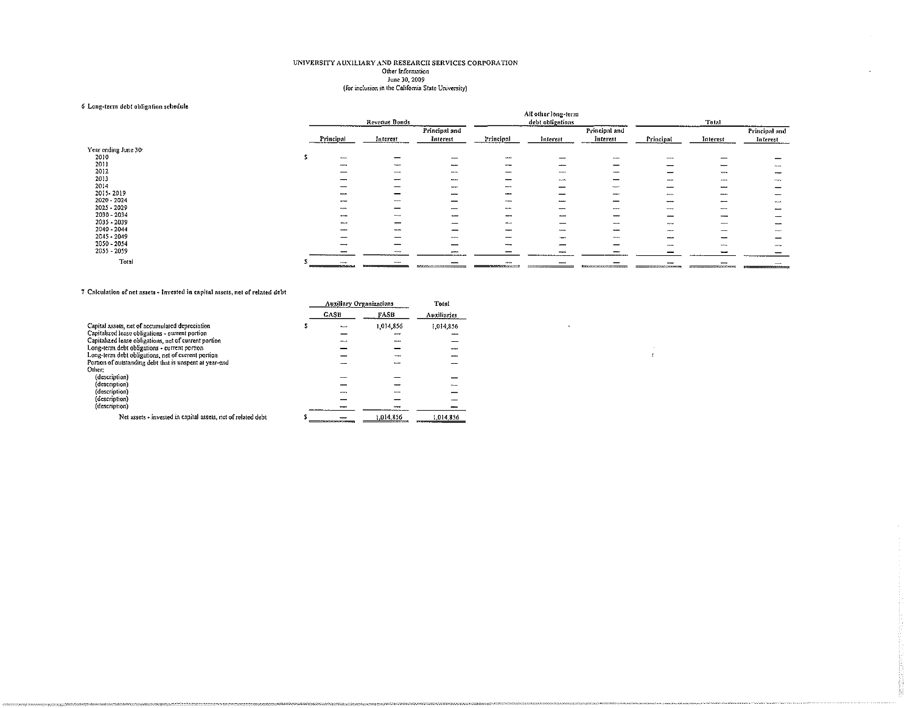UNIVERSITY AUXILIARY AND RESEARCH SERVICES CORPORATION
Other Information
June 30, 2009
(for inclusion in the California State University)

6 Long-term debt obligation schedule

| | Revenue Bonds | | | All other long-term debt obligations | | | Total | | |
|---|---|---|---|---|---|---|---|---|---|
| | Principal | Interest | Principal and Interest | Principal | Interest | Principal and Interest | Principal | Interest | Principal and Interest |
| Year ending June 30: | | | | | | | | | |
| 2010 | $ — | — | — | — | — | — | — | — | — |
| 2011 | — | — | — | — | — | — | — | — | — |
| 2012 | — | — | — | — | — | — | — | — | — |
| 2013 | — | — | — | — | — | — | — | — | — |
| 2014 | — | — | — | — | — | — | — | — | — |
| 2015- 2019 | — | — | — | — | — | — | — | — | — |
| 2020 - 2024 | — | — | — | — | — | — | — | — | — |
| 2025 - 2029 | — | — | — | — | — | — | — | — | — |
| 2030 - 2034 | — | — | — | — | — | — | — | — | — |
| 2035 - 2039 | — | — | — | — | — | — | — | — | — |
| 2040 - 2044 | — | — | — | — | — | — | — | — | — |
| 2045 - 2049 | — | — | — | — | — | — | — | — | — |
| 2050 - 2054 | — | — | — | — | — | — | — | — | — |
| 2055 - 2059 | — | — | — | — | — | — | — | — | — |
| Total | $ — | — | — | — | — | — | — | — | — |

7 Calculation of net assets - Invested in capital assets, net of related debt

| | Auxiliary Organizations | | Total |
|---|---|---|---|
| | GASB | FASB | Auxiliaries |
| Capital assets, net of accumulated depreciation | $ — | 1,014,856 | 1,014,856 |
| Capitalized lease obligations - current portion | — | — | — |
| Capitalized lease obligations, net of current portion | — | — | — |
| Long-term debt obligations - current portion | — | — | — |
| Long-term debt obligations, net of current portion | — | — | — |
| Portion of outstanding debt that is unspent at year-end | — | — | — |
| Other: | | | |
| (description) | — | — | — |
| (description) | — | — | — |
| (description) | — | — | — |
| (description) | — | — | — |
| (description) | — | — | — |
| Net assets - invested in capital assets, net of related debt | $ — | 1,014,856 | 1,014,856 |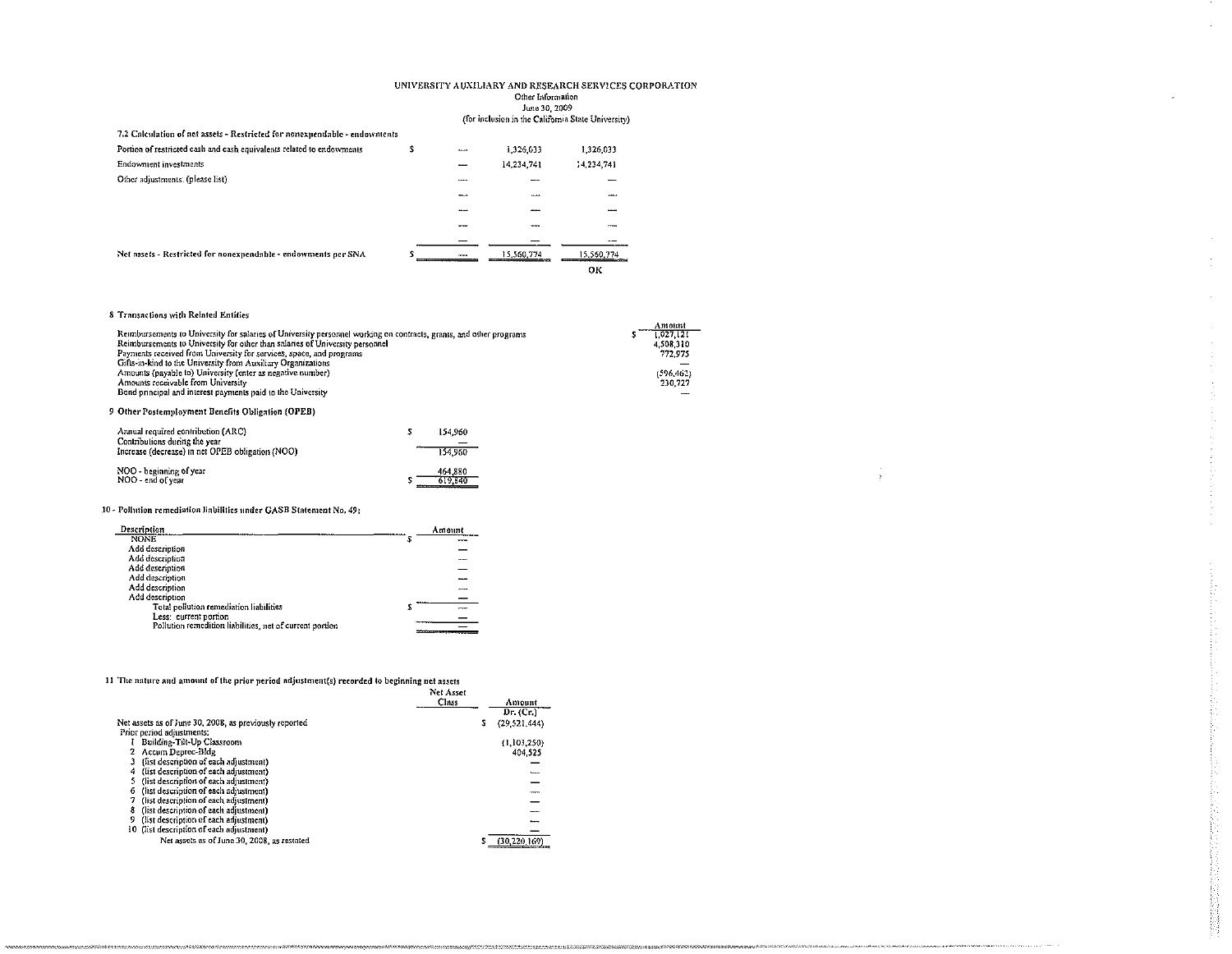UNIVERSITY AUXILIARY AND RESEARCH SERVICES CORPORATION
Other Information
June 30, 2009
(for inclusion in the California State University)

7.2 Calculation of net assets - Restricted for nonexpendable - endowments

| | | | | |
|---|---|---|---|---|
| Portion of restricted cash and cash equivalents related to endowments | $ | — | 1,326,033 | 1,326,033 |
| Endowment investments | | — | 14,234,741 | 14,234,741 |
| Other adjustments: (please list) | | — | — | — |
| | | — | — | — |
| | | — | — | — |
| | | — | — | — |
| | | — | — | — |
| Net assets - Restricted for nonexpendable - endowments per SNA | $ | — | 15,560,774 | 15,560,774 |
| | | | | OK |

8 Transactions with Related Entities

| | Amount |
|---|---|
| Reimbursements to University for salaries of University personnel working on contracts, grants, and other programs | $ 1,027,121 |
| Reimbursements to University for other than salaries of University personnel | 4,508,310 |
| Payments received from University for services, space, and programs | 772,975 |
| Gifts-in-kind to the University from Auxiliary Organizations | — |
| Amounts (payable to) University (enter as negative number) | (596,462) |
| Amounts receivable from University | 230,727 |
| Bond principal and interest payments paid to the University | — |

9 Other Postemployment Benefits Obligation (OPEB)

| | |
|---|---|
| Annual required contribution (ARC) | $ 154,960 |
| Contributions during the year | — |
| Increase (decrease) in net OPEB obligation (NOO) | 154,960 |
| NOO - beginning of year | 464,880 |
| NOO - end of year | $ 619,840 |

10 - Pollution remediation liabilities under GASB Statement No. 49:

| Description | Amount |
|---|---|
| NONE | $ — |
| Add description | — |
| Add description | — |
| Add description | — |
| Add description | — |
| Add description | — |
| Add description | — |
| Total pollution remediation liabilities | $ — |
| Less: current portion | — |
| Pollution remedition liabilities, net of current portion | — |

11 The nature and amount of the prior period adjustment(s) recorded to beginning net assets

| | Net Asset Class | Amount Dr. (Cr.) |
|---|---|---|
| Net assets as of June 30, 2008, as previously reported | | $ (29,521,444) |
| Prior period adjustments: | | |
| 1 Building-Tilt-Up Classroom | | (1,103,250) |
| 2 Accum Deprec-Bldg | | 404,525 |
| 3 (list description of each adjustment) | | — |
| 4 (list description of each adjustment) | | — |
| 5 (list description of each adjustment) | | — |
| 6 (list description of each adjustment) | | — |
| 7 (list description of each adjustment) | | — |
| 8 (list description of each adjustment) | | — |
| 9 (list description of each adjustment) | | — |
| 10 (list description of each adjustment) | | — |
| Net assets as of June 30, 2008, as restated | | $ (30,220,169) |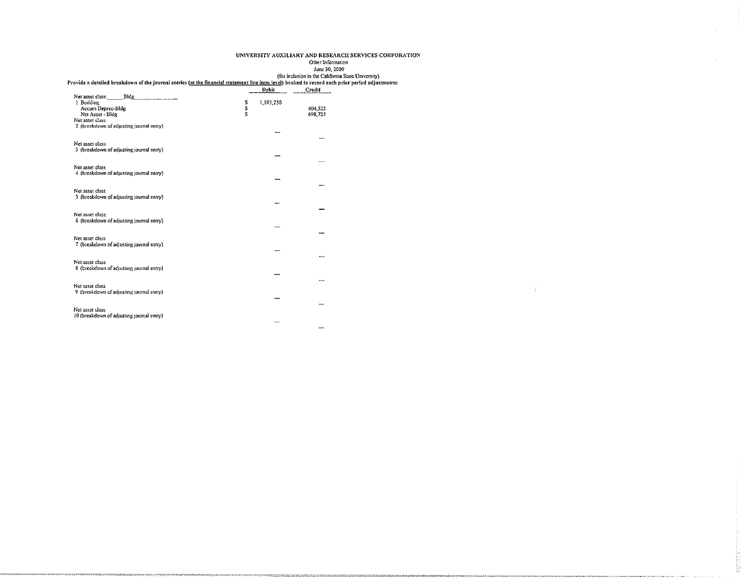UNIVERSITY AUXILIARY AND RESEARCH SERVICES CORPORATION
Other Information
June 30, 2009
(for inclusion in the California State University)

**Provide a detailed breakdown of the journal entries (at the financial statement line item level) booked to record each prior period adjustments:**

| | | Debit | Credit |
|---|---|---|---|
| Net asset class: Bldg | | | |
| 1 Building | $ | 1,103,250 | |
| Accum Deprec-Bldg | $ | | 404,525 |
| Net Asset - Bldg | $ | | 698,725 |
| Net asset class: | | | |
| 2 (breakdown of adjusting journal entry) | | — | — |
| Net asset class: | | | |
| 3 (breakdown of adjusting journal entry) | | — | — |
| Net asset class: | | | |
| 4 (breakdown of adjusting journal entry) | | — | — |
| Net asset class: | | | |
| 5 (breakdown of adjusting journal entry) | | — | — |
| Net asset class: | | | |
| 6 (breakdown of adjusting journal entry) | | — | — |
| Net asset class: | | | |
| 7 (breakdown of adjusting journal entry) | | — | — |
| Net asset class: | | | |
| 8 (breakdown of adjusting journal entry) | | — | — |
| Net asset class: | | | |
| 9 (breakdown of adjusting journal entry) | | — | — |
| Net asset class: | | | |
| 10 (breakdown of adjusting journal entry) | | — | — |